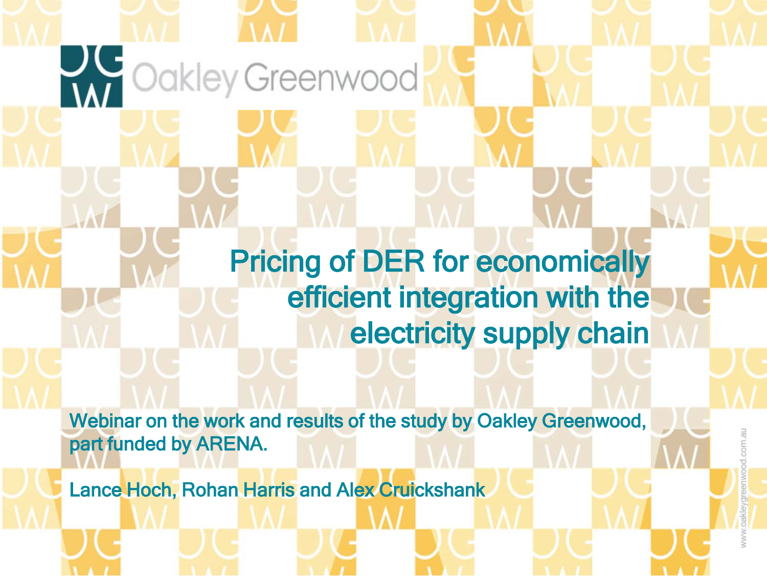Oakley Greenwood

# Pricing of DER for economically efficient integration with the electricity supply chain

Webinar on the work and results of the study by Oakley Greenwood, part funded by ARENA.

Lance Hoch, Rohan Harris and Alex Cruickshank

www.oakleygreenwood.com.au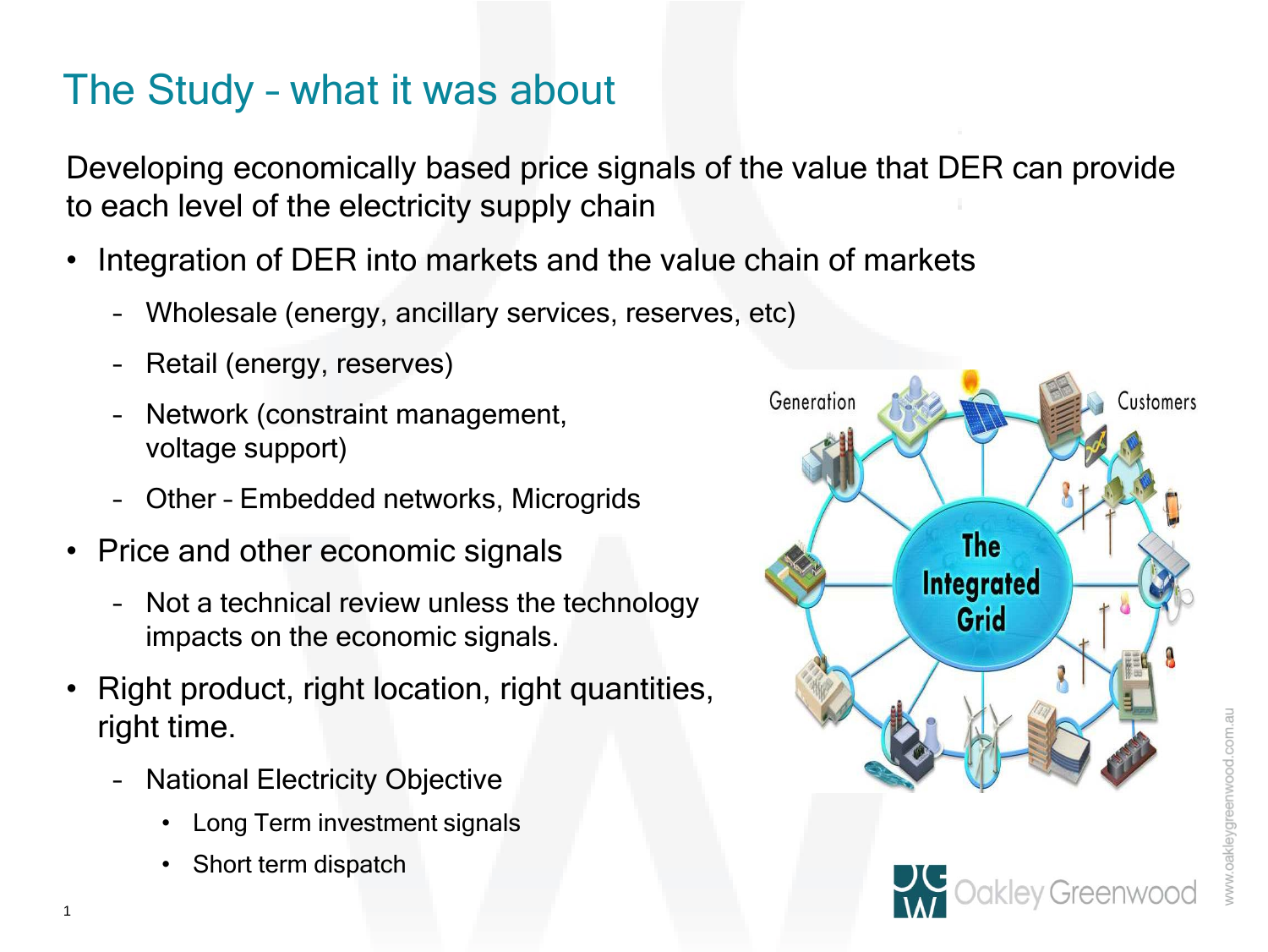# The Study – what it was about

Developing economically based price signals of the value that DER can provide to each level of the electricity supply chain

- Integration of DER into markets and the value chain of markets
  - Wholesale (energy, ancillary services, reserves, etc)
  - Retail (energy, reserves)
  - Network (constraint management, voltage support)
  - Other – Embedded networks, Microgrids
- Price and other economic signals
  - Not a technical review unless the technology impacts on the economic signals.
- Right product, right location, right quantities, right time.
  - National Electricity Objective
    - Long Term investment signals
    - Short term dispatch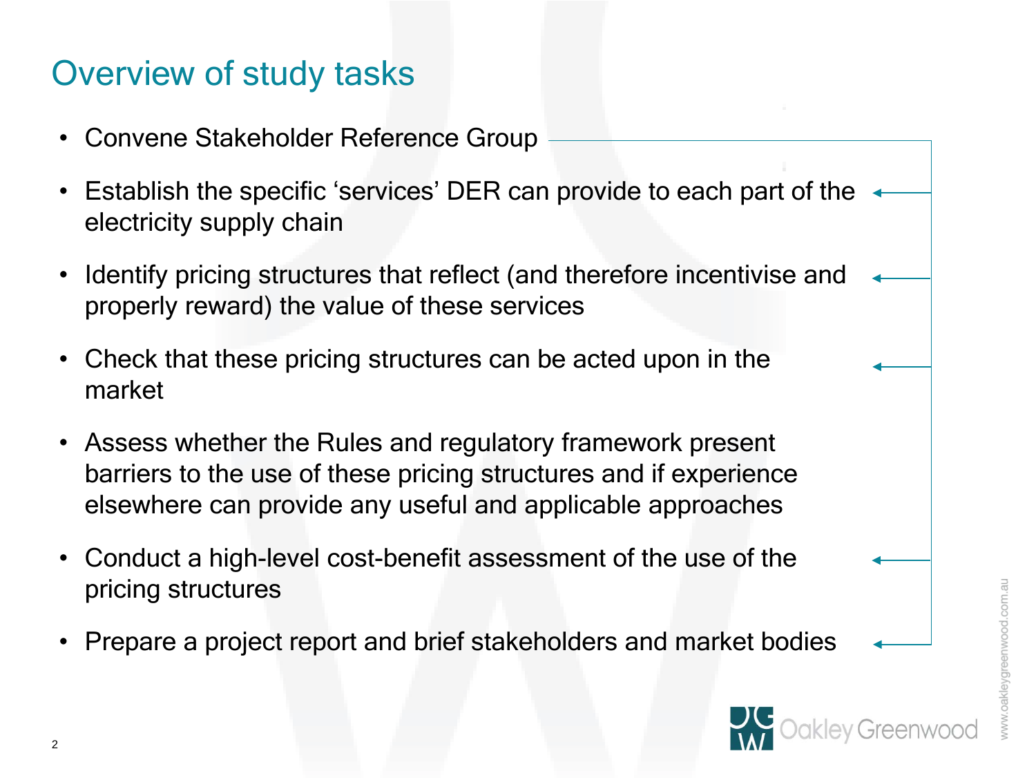# Overview of study tasks

- Convene Stakeholder Reference Group
- Establish the specific 'services' DER can provide to each part of the electricity supply chain
- Identify pricing structures that reflect (and therefore incentivise and properly reward) the value of these services
- Check that these pricing structures can be acted upon in the market
- Assess whether the Rules and regulatory framework present barriers to the use of these pricing structures and if experience elsewhere can provide any useful and applicable approaches
- Conduct a high-level cost-benefit assessment of the use of the pricing structures
- Prepare a project report and brief stakeholders and market bodies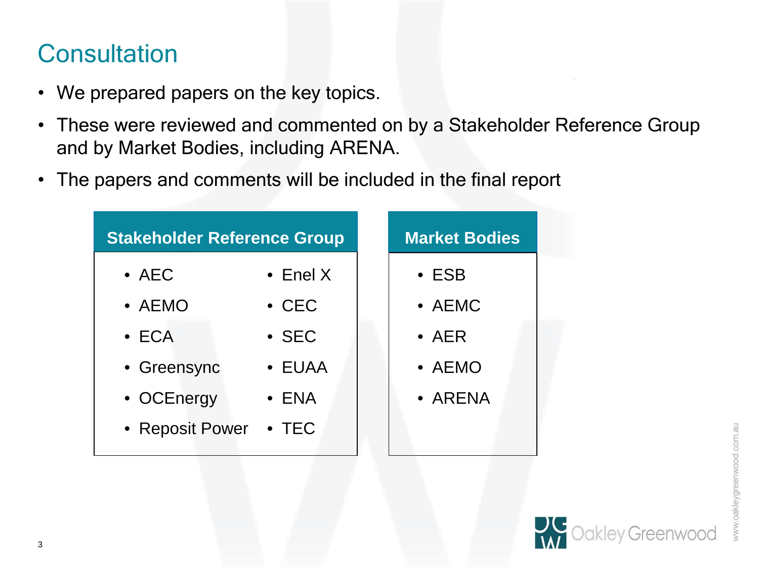# Consultation

- We prepared papers on the key topics.
- These were reviewed and commented on by a Stakeholder Reference Group and by Market Bodies, including ARENA.
- The papers and comments will be included in the final report

| Stakeholder Reference Group | |
|---|---|
| • AEC | • Enel X |
| • AEMO | • CEC |
| • ECA | • SEC |
| • Greensync | • EUAA |
| • OCEnergy | • ENA |
| • Reposit Power | • TEC |

| Market Bodies |
|---|
| • ESB |
| • AEMC |
| • AER |
| • AEMO |
| • ARENA |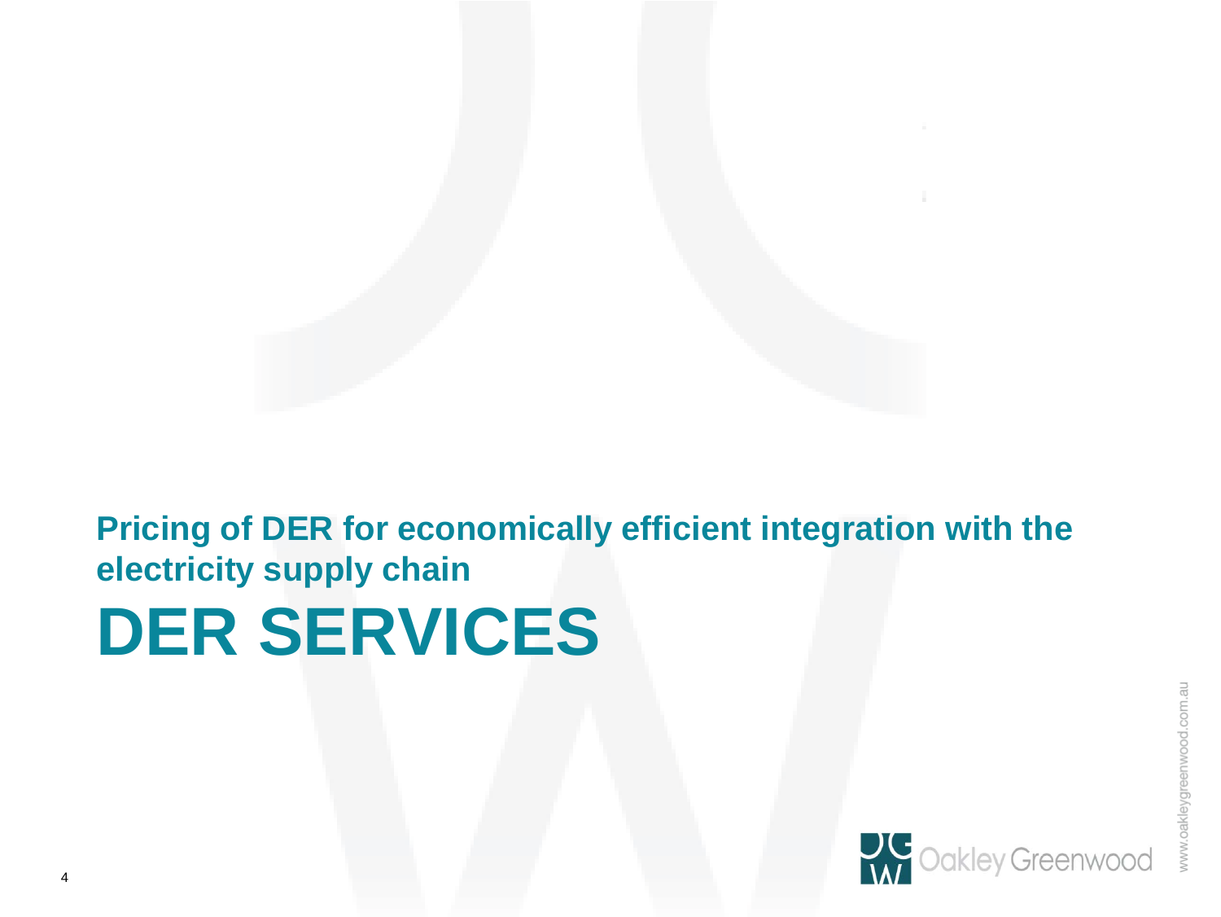**Pricing of DER for economically efficient integration with the electricity supply chain**

# DER SERVICES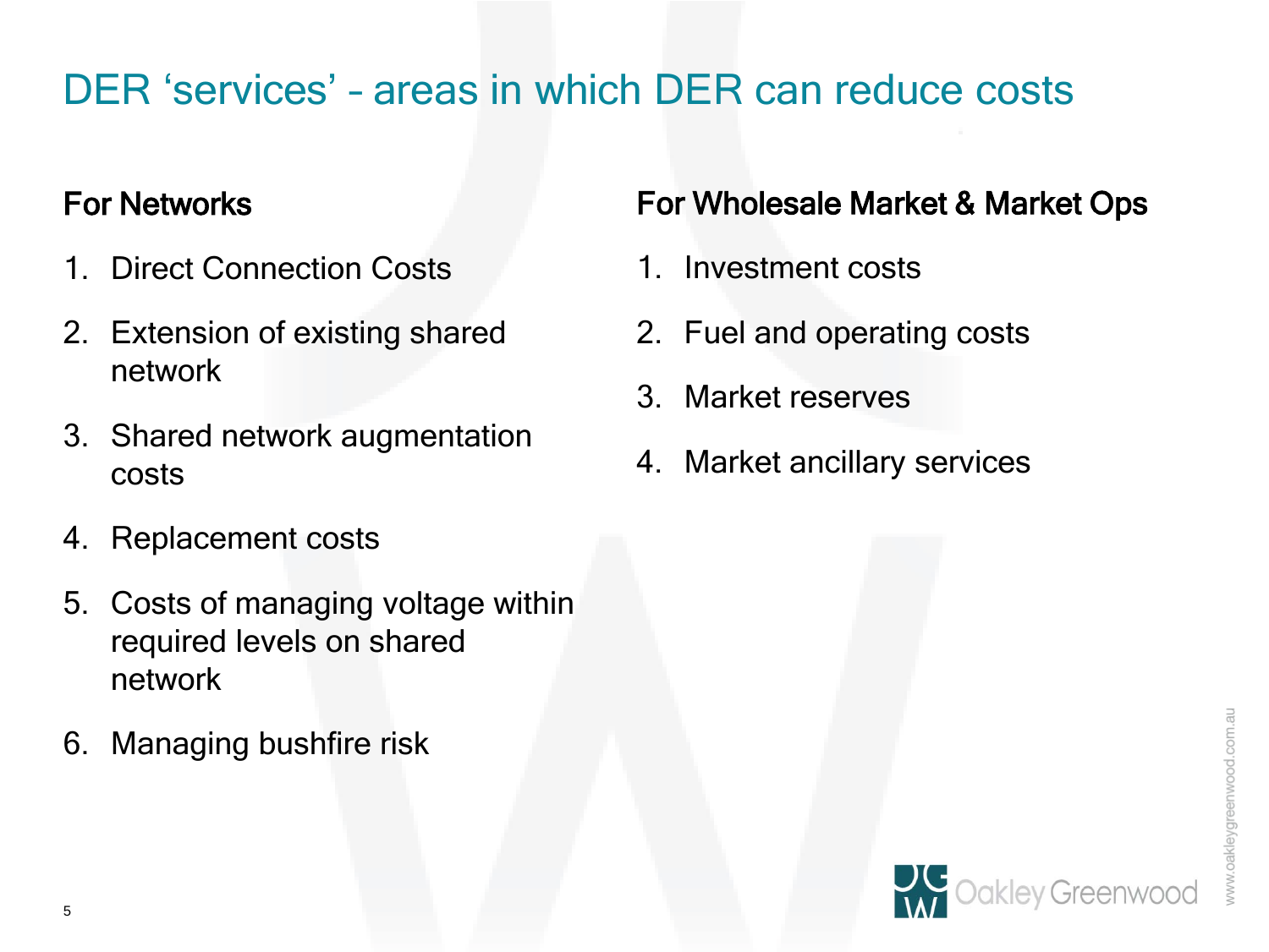# DER 'services' – areas in which DER can reduce costs

## For Networks

1. Direct Connection Costs
2. Extension of existing shared network
3. Shared network augmentation costs
4. Replacement costs
5. Costs of managing voltage within required levels on shared network
6. Managing bushfire risk

## For Wholesale Market & Market Ops

1. Investment costs
2. Fuel and operating costs
3. Market reserves
4. Market ancillary services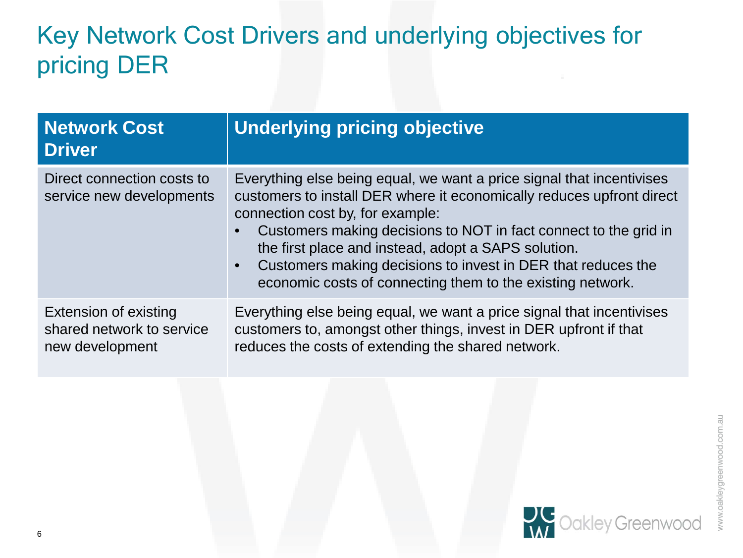# Key Network Cost Drivers and underlying objectives for pricing DER

| Network Cost Driver | Underlying pricing objective |
| --- | --- |
| Direct connection costs to service new developments | Everything else being equal, we want a price signal that incentivises customers to install DER where it economically reduces upfront direct connection cost by, for example:<br>• Customers making decisions to NOT in fact connect to the grid in the first place and instead, adopt a SAPS solution.<br>• Customers making decisions to invest in DER that reduces the economic costs of connecting them to the existing network. |
| Extension of existing shared network to service new development | Everything else being equal, we want a price signal that incentivises customers to, amongst other things, invest in DER upfront if that reduces the costs of extending the shared network. |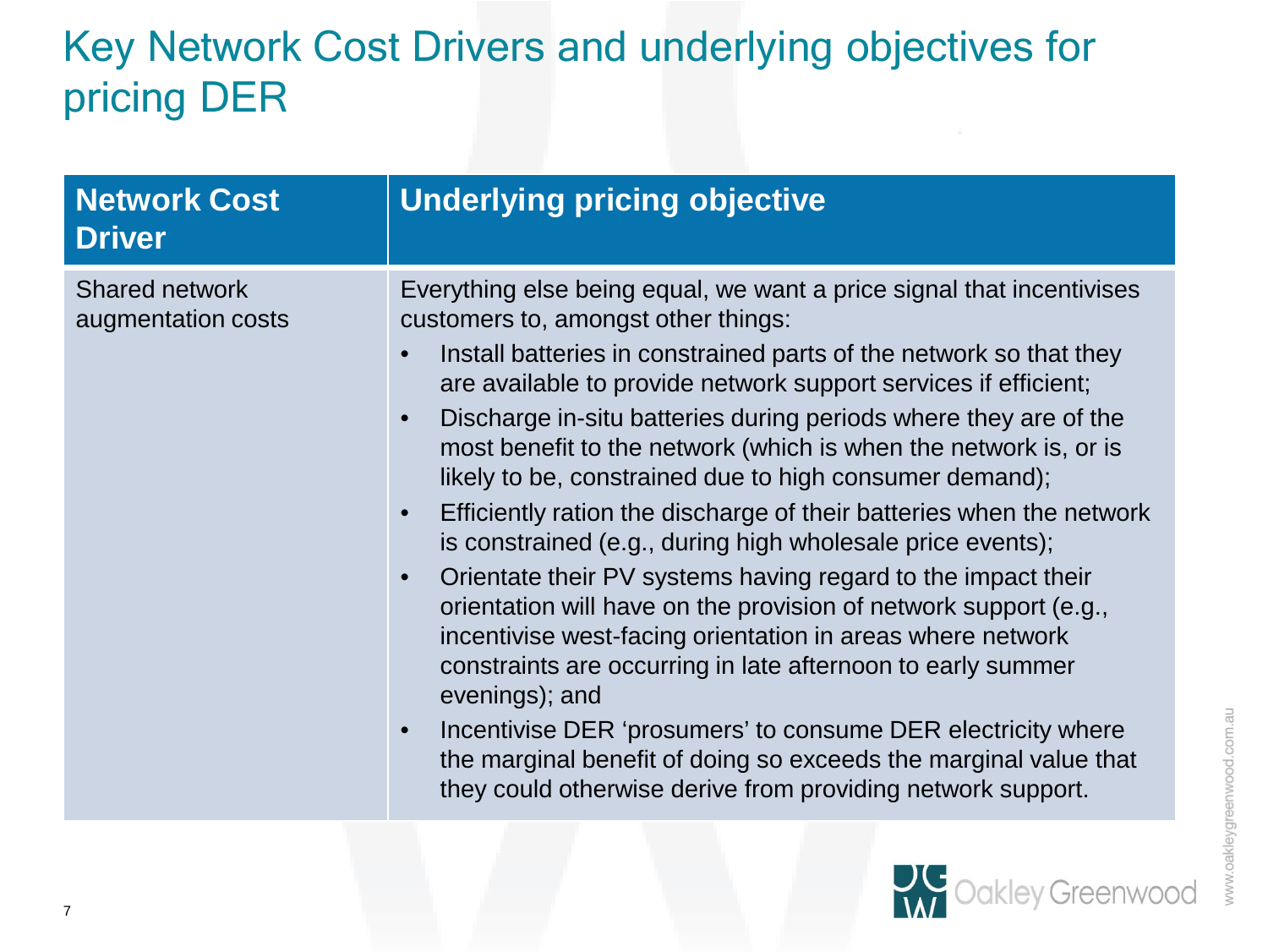# Key Network Cost Drivers and underlying objectives for pricing DER

| Network Cost Driver | Underlying pricing objective |
| --- | --- |
| Shared network augmentation costs | Everything else being equal, we want a price signal that incentivises customers to, amongst other things:<br>• Install batteries in constrained parts of the network so that they are available to provide network support services if efficient;<br>• Discharge in-situ batteries during periods where they are of the most benefit to the network (which is when the network is, or is likely to be, constrained due to high consumer demand);<br>• Efficiently ration the discharge of their batteries when the network is constrained (e.g., during high wholesale price events);<br>• Orientate their PV systems having regard to the impact their orientation will have on the provision of network support (e.g., incentivise west-facing orientation in areas where network constraints are occurring in late afternoon to early summer evenings); and<br>• Incentivise DER 'prosumers' to consume DER electricity where the marginal benefit of doing so exceeds the marginal value that they could otherwise derive from providing network support. |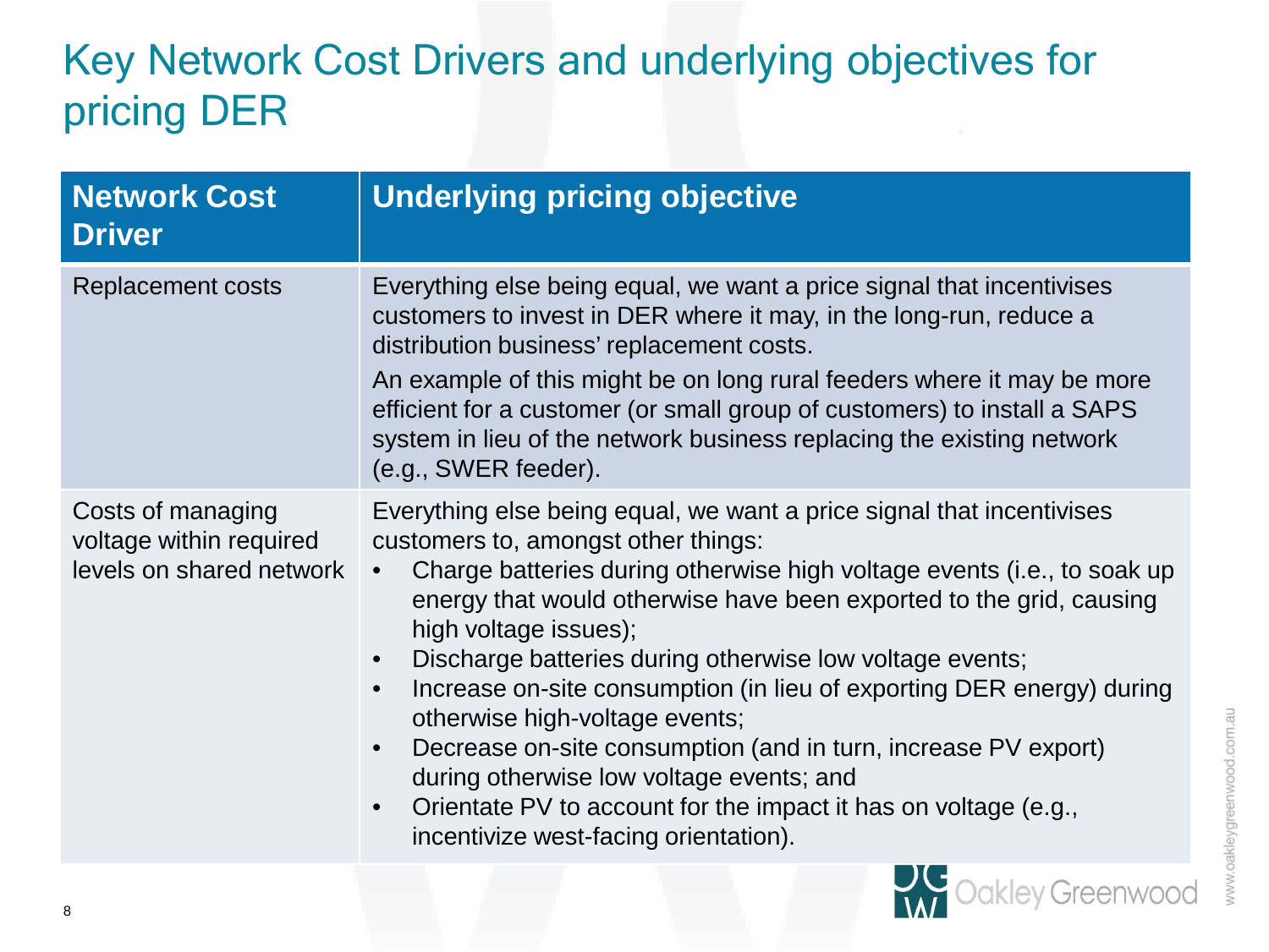# Key Network Cost Drivers and underlying objectives for pricing DER

| Network Cost Driver | Underlying pricing objective |
|---|---|
| Replacement costs | Everything else being equal, we want a price signal that incentivises customers to invest in DER where it may, in the long-run, reduce a distribution business' replacement costs.<br>An example of this might be on long rural feeders where it may be more efficient for a customer (or small group of customers) to install a SAPS system in lieu of the network business replacing the existing network (e.g., SWER feeder). |
| Costs of managing voltage within required levels on shared network | Everything else being equal, we want a price signal that incentivises customers to, amongst other things:<br>• Charge batteries during otherwise high voltage events (i.e., to soak up energy that would otherwise have been exported to the grid, causing high voltage issues);<br>• Discharge batteries during otherwise low voltage events;<br>• Increase on-site consumption (in lieu of exporting DER energy) during otherwise high-voltage events;<br>• Decrease on-site consumption (and in turn, increase PV export) during otherwise low voltage events; and<br>• Orientate PV to account for the impact it has on voltage (e.g., incentivize west-facing orientation). |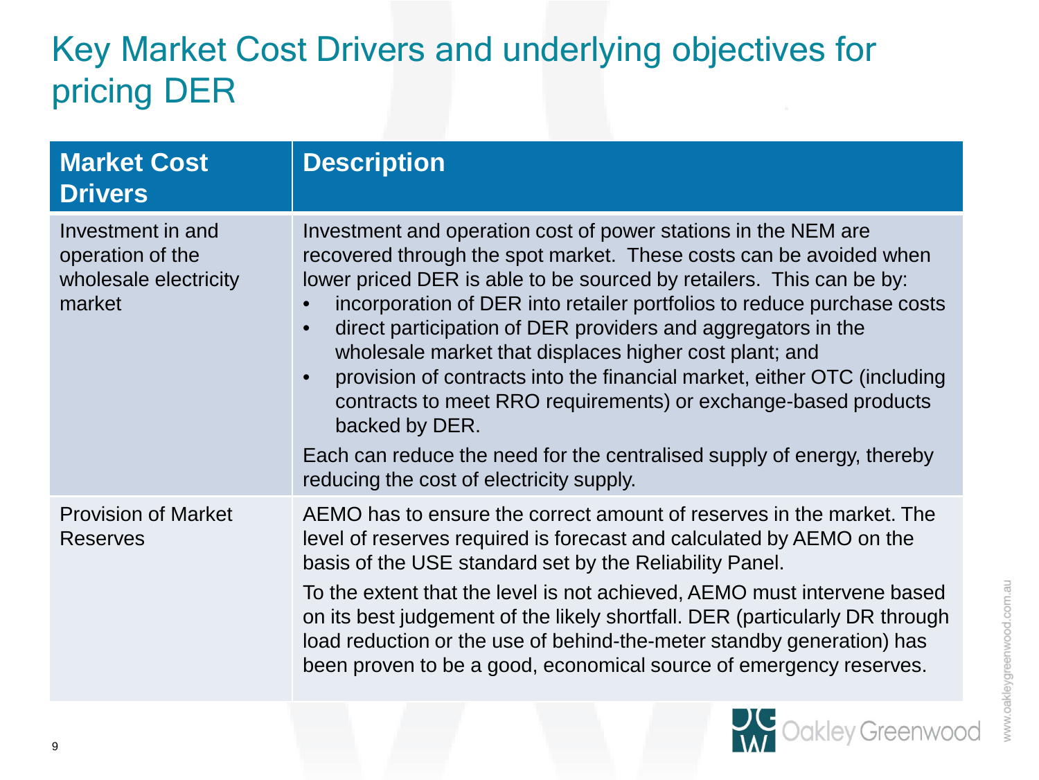# Key Market Cost Drivers and underlying objectives for pricing DER

| Market Cost Drivers | Description |
| --- | --- |
| Investment in and operation of the wholesale electricity market | Investment and operation cost of power stations in the NEM are recovered through the spot market. These costs can be avoided when lower priced DER is able to be sourced by retailers. This can be by:<br>• incorporation of DER into retailer portfolios to reduce purchase costs<br>• direct participation of DER providers and aggregators in the wholesale market that displaces higher cost plant; and<br>• provision of contracts into the financial market, either OTC (including contracts to meet RRO requirements) or exchange-based products backed by DER.<br>Each can reduce the need for the centralised supply of energy, thereby reducing the cost of electricity supply. |
| Provision of Market Reserves | AEMO has to ensure the correct amount of reserves in the market. The level of reserves required is forecast and calculated by AEMO on the basis of the USE standard set by the Reliability Panel.<br>To the extent that the level is not achieved, AEMO must intervene based on its best judgement of the likely shortfall. DER (particularly DR through load reduction or the use of behind-the-meter standby generation) has been proven to be a good, economical source of emergency reserves. |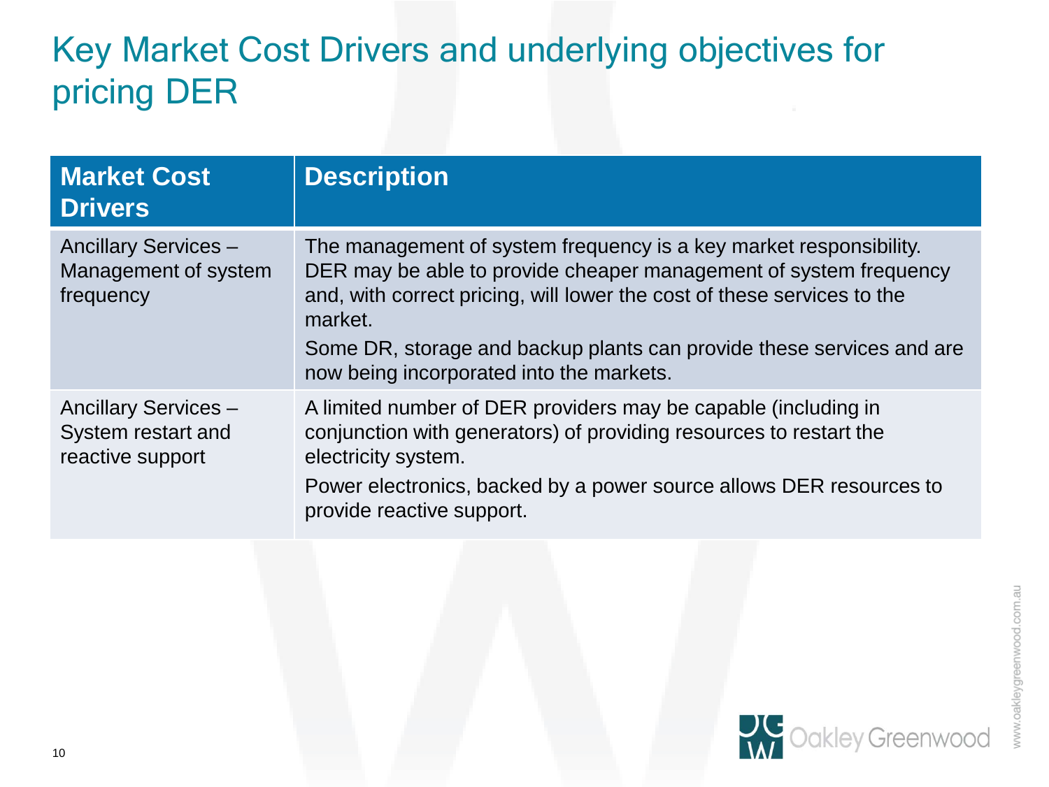# Key Market Cost Drivers and underlying objectives for pricing DER

| Market Cost Drivers | Description |
|---|---|
| Ancillary Services – Management of system frequency | The management of system frequency is a key market responsibility. DER may be able to provide cheaper management of system frequency and, with correct pricing, will lower the cost of these services to the market.<br>Some DR, storage and backup plants can provide these services and are now being incorporated into the markets. |
| Ancillary Services – System restart and reactive support | A limited number of DER providers may be capable (including in conjunction with generators) of providing resources to restart the electricity system.<br>Power electronics, backed by a power source allows DER resources to provide reactive support. |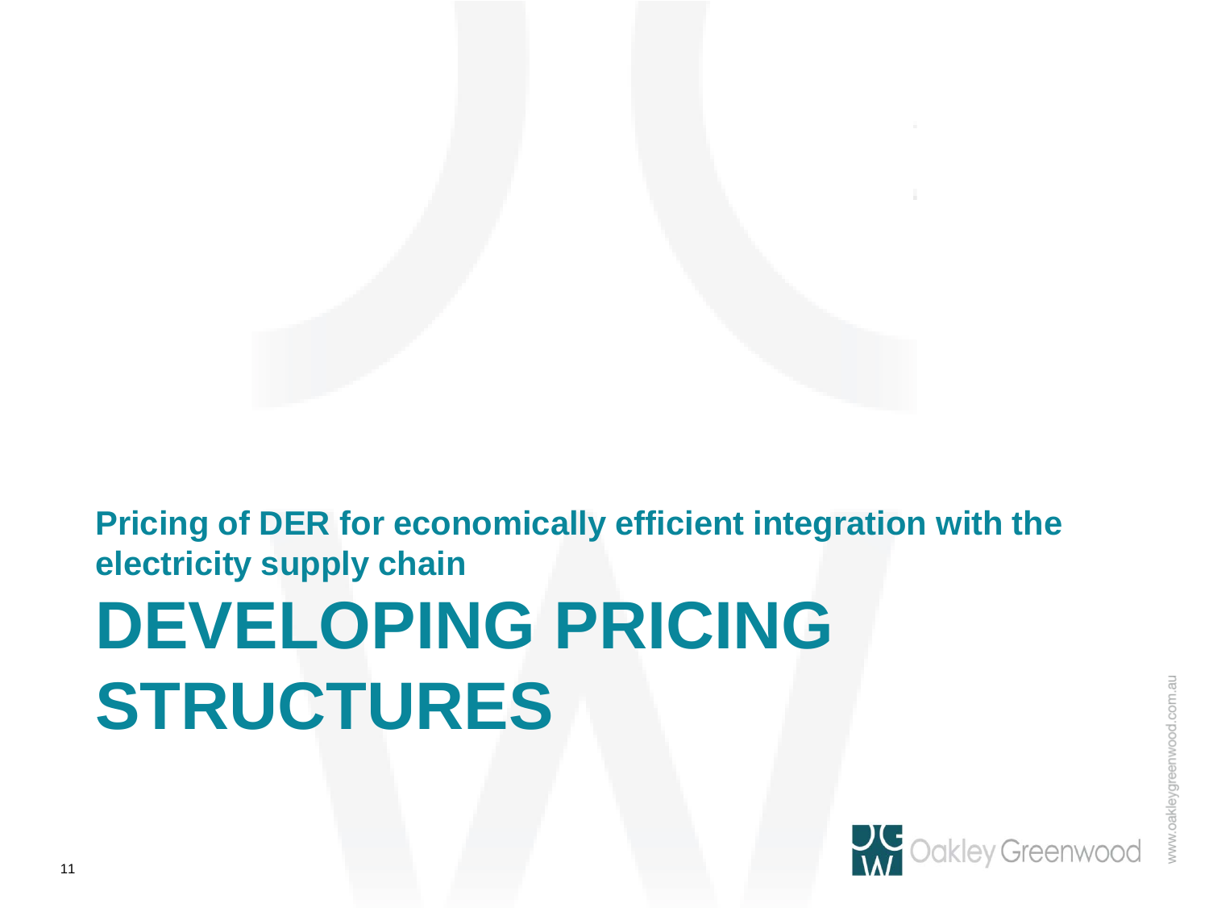**Pricing of DER for economically efficient integration with the electricity supply chain**

# DEVELOPING PRICING STRUCTURES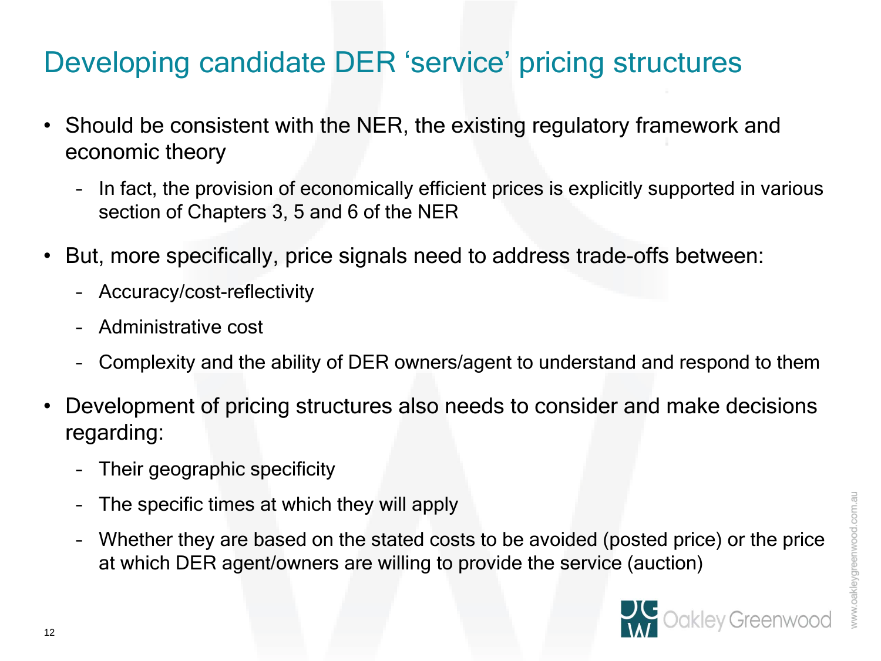# Developing candidate DER ‘service’ pricing structures

- Should be consistent with the NER, the existing regulatory framework and economic theory
  - In fact, the provision of economically efficient prices is explicitly supported in various section of Chapters 3, 5 and 6 of the NER
- But, more specifically, price signals need to address trade-offs between:
  - Accuracy/cost-reflectivity
  - Administrative cost
  - Complexity and the ability of DER owners/agent to understand and respond to them
- Development of pricing structures also needs to consider and make decisions regarding:
  - Their geographic specificity
  - The specific times at which they will apply
  - Whether they are based on the stated costs to be avoided (posted price) or the price at which DER agent/owners are willing to provide the service (auction)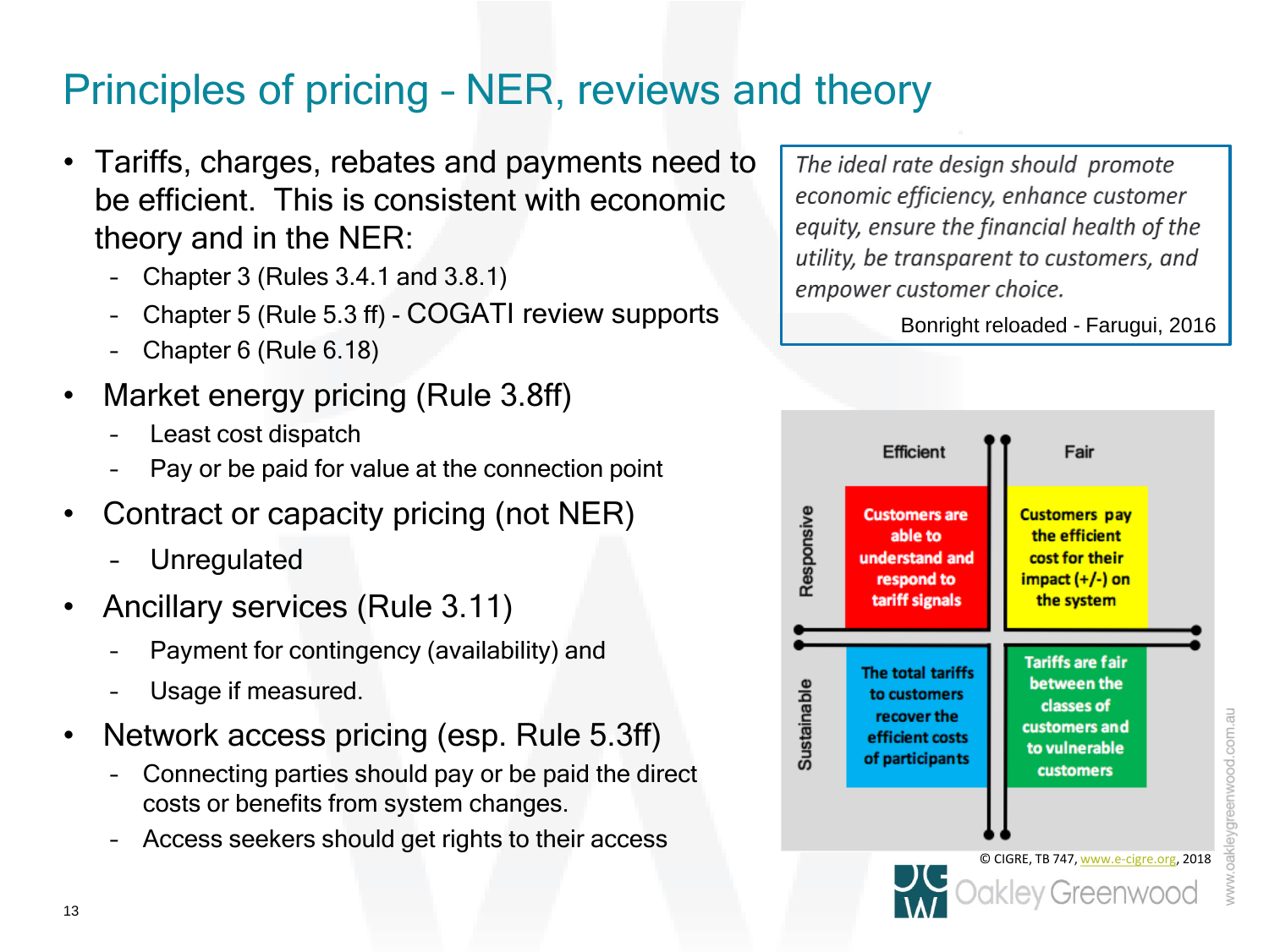# Principles of pricing – NER, reviews and theory

- Tariffs, charges, rebates and payments need to be efficient. This is consistent with economic theory and in the NER:
  - Chapter 3 (Rules 3.4.1 and 3.8.1)
  - Chapter 5 (Rule 5.3 ff) - COGATI review supports
  - Chapter 6 (Rule 6.18)
- Market energy pricing (Rule 3.8ff)
  - Least cost dispatch
  - Pay or be paid for value at the connection point
- Contract or capacity pricing (not NER)
  - Unregulated
- Ancillary services (Rule 3.11)
  - Payment for contingency (availability) and
  - Usage if measured.
- Network access pricing (esp. Rule 5.3ff)
  - Connecting parties should pay or be paid the direct costs or benefits from system changes.
  - Access seekers should get rights to their access

> *The ideal rate design should promote economic efficiency, enhance customer equity, ensure the financial health of the utility, be transparent to customers, and empower customer choice.*
>
> Bonright reloaded - Farugui, 2016

| | Efficient | Fair |
|---|---|---|
| **Responsive** | Customers are able to understand and respond to tariff signals | Customers pay the efficient cost for their impact (+/-) on the system |
| **Sustainable** | The total tariffs to customers recover the efficient costs of participants | Tariffs are fair between the classes of customers and to vulnerable customers |

© CIGRE, TB 747, www.e-cigre.org, 2018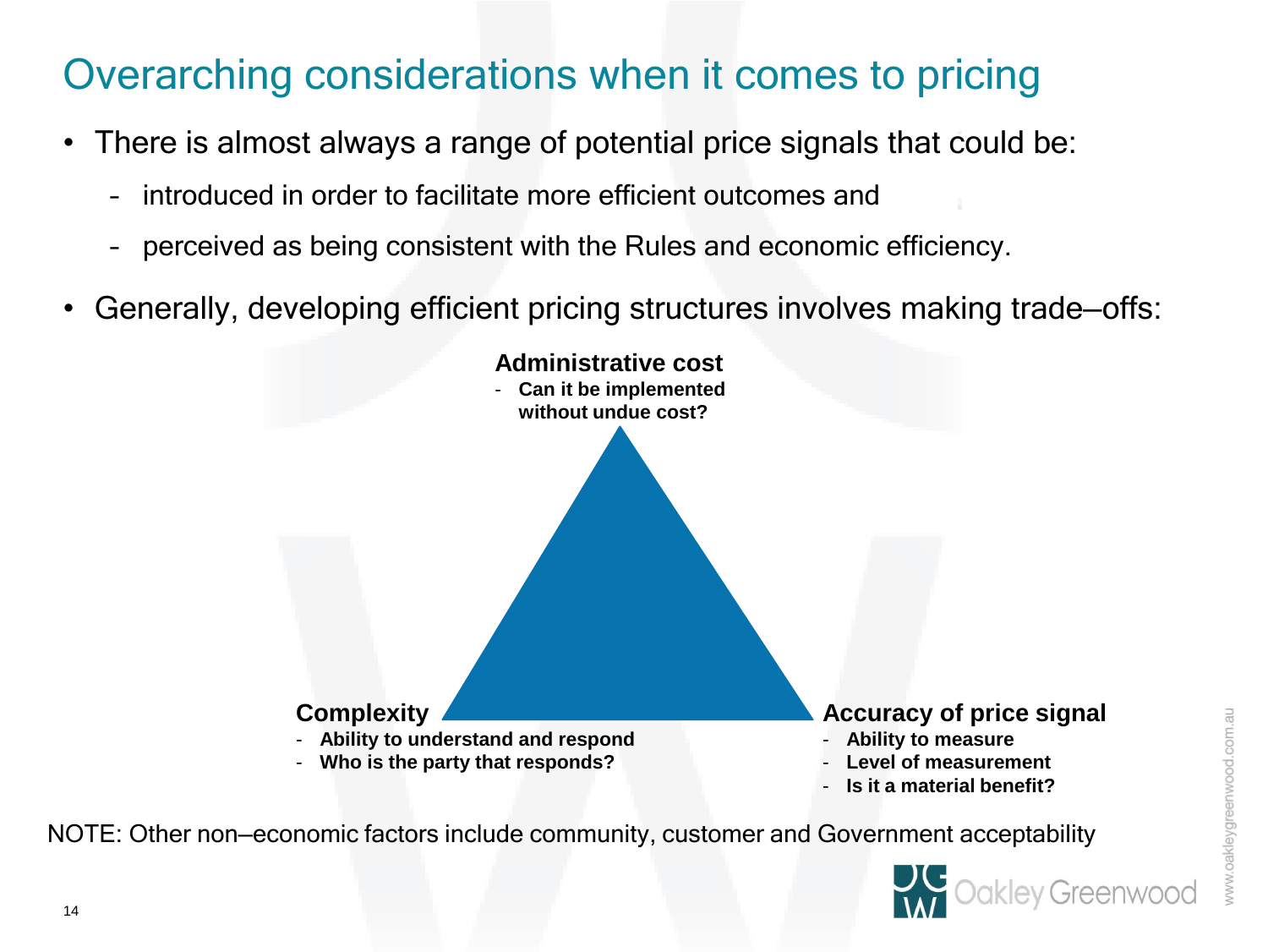# Overarching considerations when it comes to pricing

- There is almost always a range of potential price signals that could be:
  - introduced in order to facilitate more efficient outcomes and
  - perceived as being consistent with the Rules and economic efficiency.
- Generally, developing efficient pricing structures involves making trade–offs:

**Administrative cost**

- **Can it be implemented without undue cost?**

**Complexity**

- **Ability to understand and respond**
- **Who is the party that responds?**

**Accuracy of price signal**

- **Ability to measure**
- **Level of measurement**
- **Is it a material benefit?**

NOTE: Other non–economic factors include community, customer and Government acceptability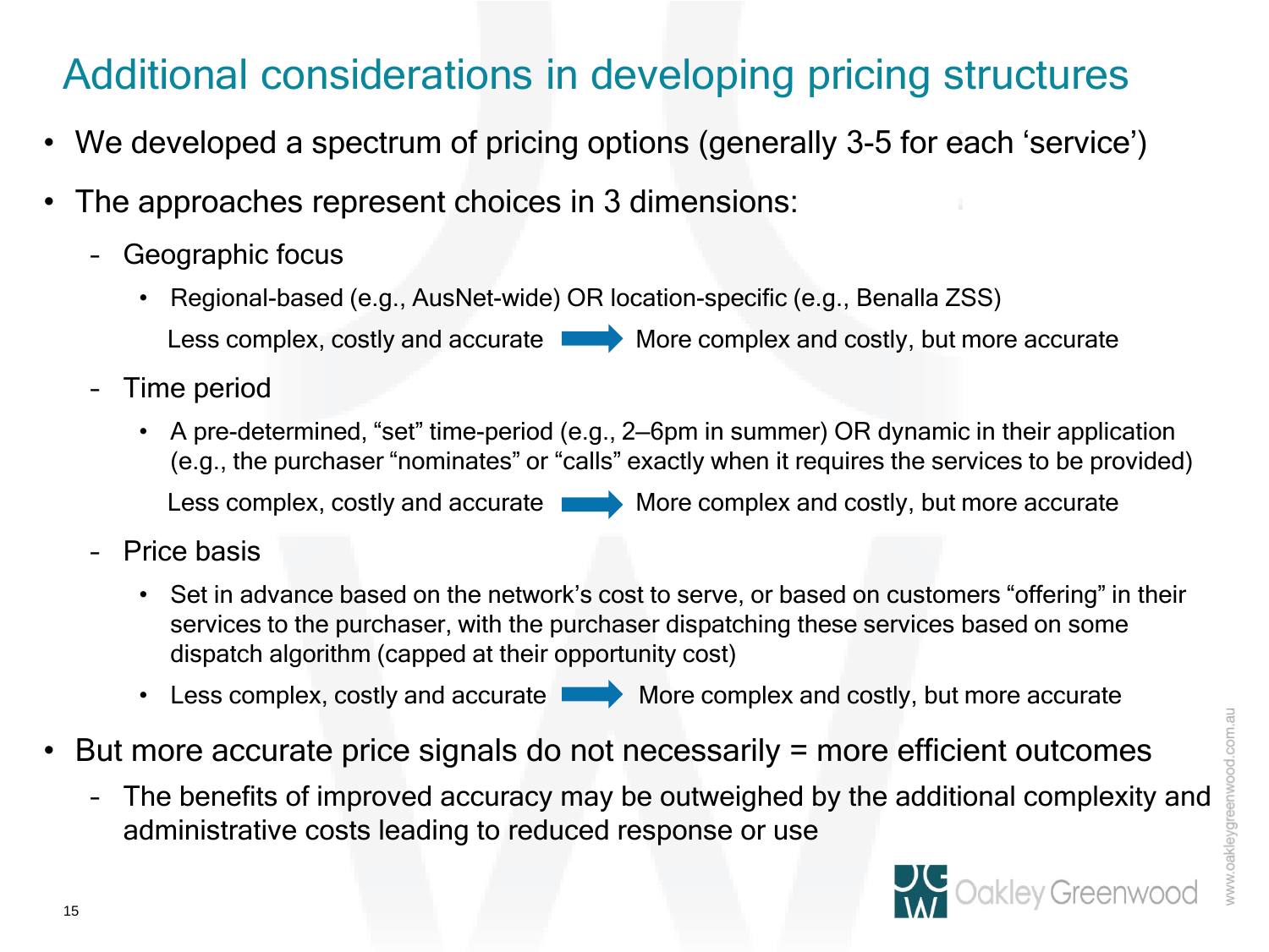# Additional considerations in developing pricing structures

- We developed a spectrum of pricing options (generally 3-5 for each 'service')
- The approaches represent choices in 3 dimensions:
  - Geographic focus
    - Regional-based (e.g., AusNet-wide) OR location-specific (e.g., Benalla ZSS)

      Less complex, costly and accurate → More complex and costly, but more accurate
  - Time period
    - A pre-determined, "set" time-period (e.g., 2–6pm in summer) OR dynamic in their application (e.g., the purchaser "nominates" or "calls" exactly when it requires the services to be provided)

      Less complex, costly and accurate → More complex and costly, but more accurate
  - Price basis
    - Set in advance based on the network's cost to serve, or based on customers "offering" in their services to the purchaser, with the purchaser dispatching these services based on some dispatch algorithm (capped at their opportunity cost)
    - Less complex, costly and accurate → More complex and costly, but more accurate
- But more accurate price signals do not necessarily = more efficient outcomes
  - The benefits of improved accuracy may be outweighed by the additional complexity and administrative costs leading to reduced response or use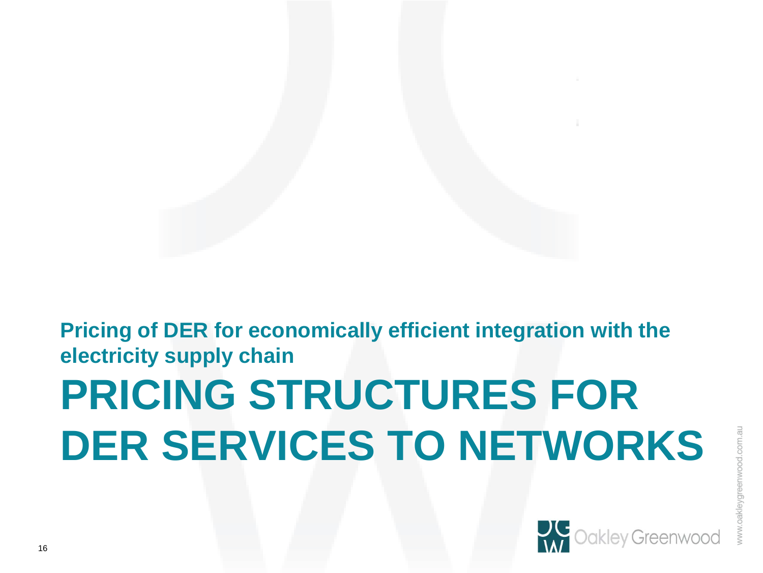**Pricing of DER for economically efficient integration with the electricity supply chain**

# PRICING STRUCTURES FOR DER SERVICES TO NETWORKS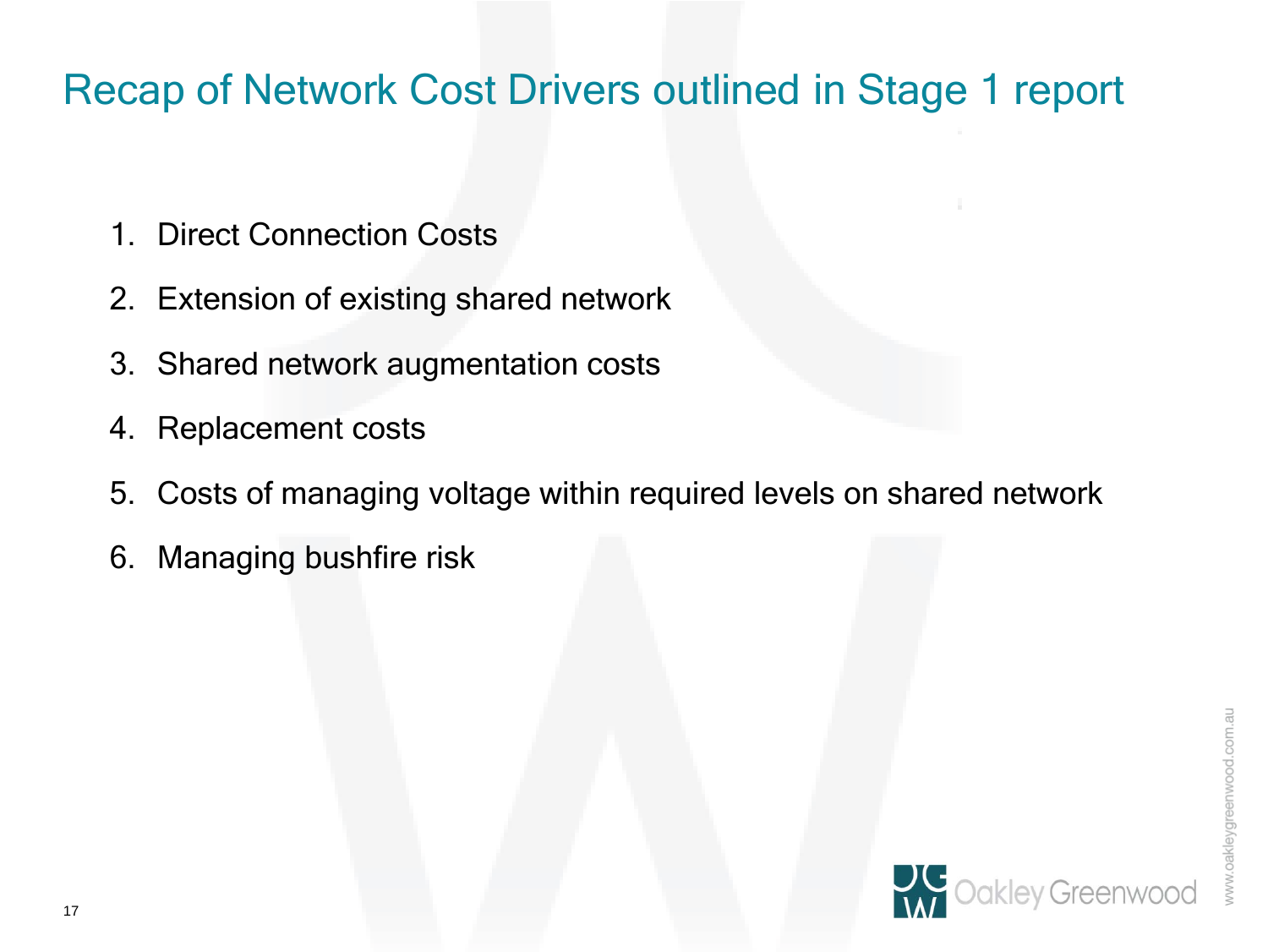# Recap of Network Cost Drivers outlined in Stage 1 report

1. Direct Connection Costs
2. Extension of existing shared network
3. Shared network augmentation costs
4. Replacement costs
5. Costs of managing voltage within required levels on shared network
6. Managing bushfire risk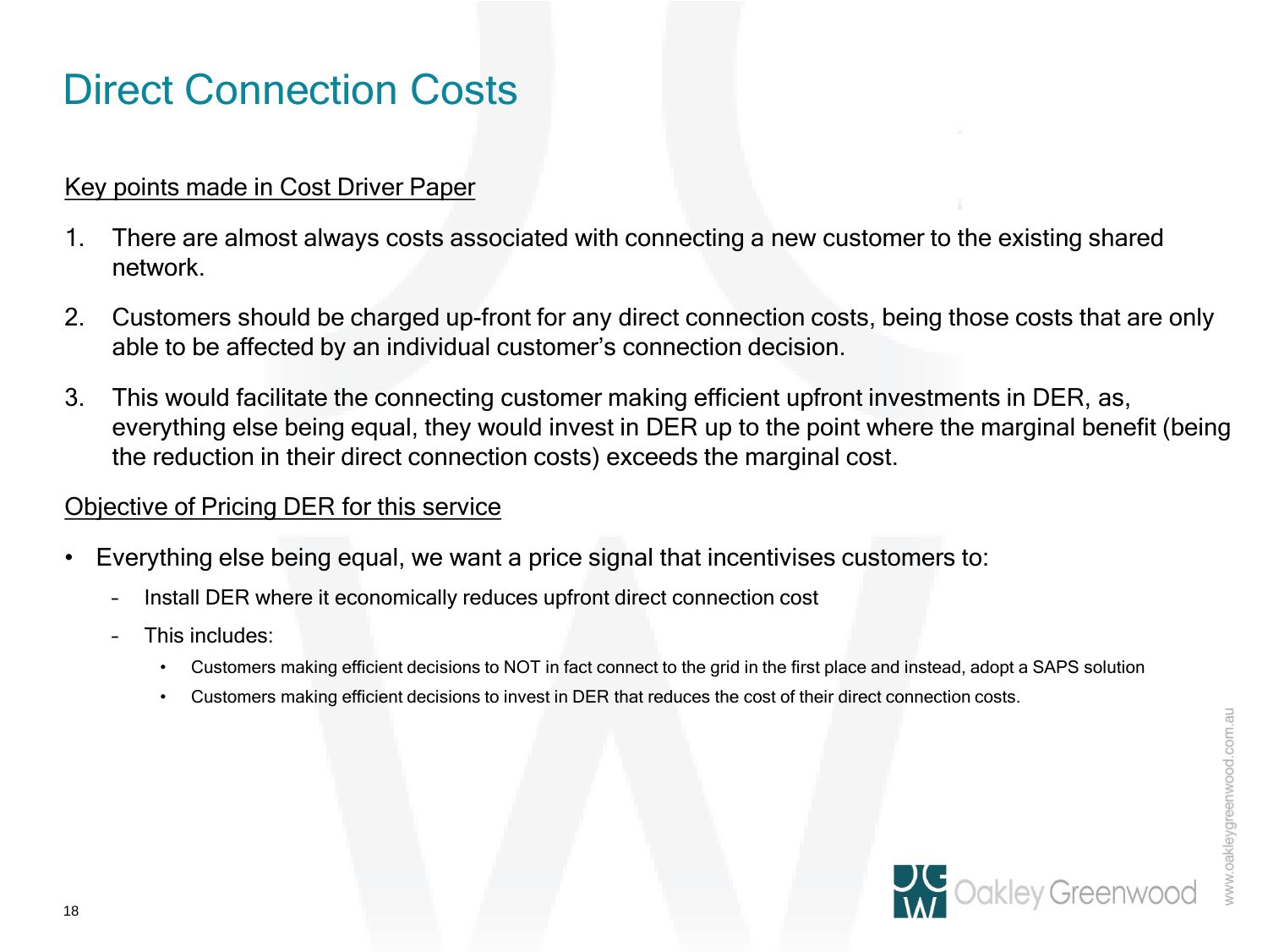# Direct Connection Costs

<u>Key points made in Cost Driver Paper</u>

1. There are almost always costs associated with connecting a new customer to the existing shared network.

2. Customers should be charged up-front for any direct connection costs, being those costs that are only able to be affected by an individual customer's connection decision.

3. This would facilitate the connecting customer making efficient upfront investments in DER, as, everything else being equal, they would invest in DER up to the point where the marginal benefit (being the reduction in their direct connection costs) exceeds the marginal cost.

<u>Objective of Pricing DER for this service</u>

- Everything else being equal, we want a price signal that incentivises customers to:
  - Install DER where it economically reduces upfront direct connection cost
  - This includes:
    - Customers making efficient decisions to NOT in fact connect to the grid in the first place and instead, adopt a SAPS solution
    - Customers making efficient decisions to invest in DER that reduces the cost of their direct connection costs.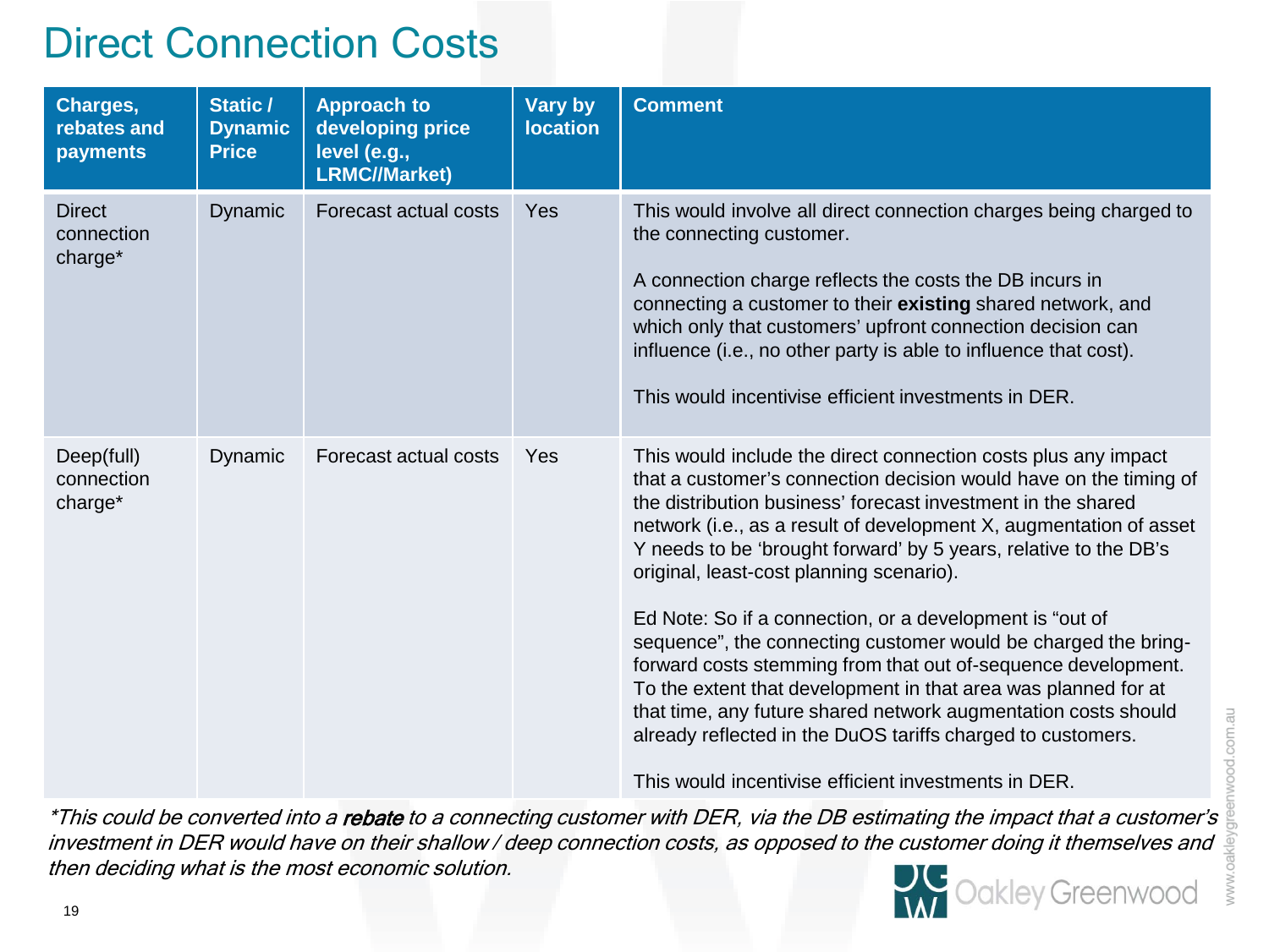# Direct Connection Costs

| Charges, rebates and payments | Static / Dynamic Price | Approach to developing price level (e.g., LRMC//Market) | Vary by location | Comment |
|---|---|---|---|---|
| Direct connection charge* | Dynamic | Forecast actual costs | Yes | This would involve all direct connection charges being charged to the connecting customer.<br><br>A connection charge reflects the costs the DB incurs in connecting a customer to their **existing** shared network, and which only that customers' upfront connection decision can influence (i.e., no other party is able to influence that cost).<br><br>This would incentivise efficient investments in DER. |
| Deep(full) connection charge* | Dynamic | Forecast actual costs | Yes | This would include the direct connection costs plus any impact that a customer's connection decision would have on the timing of the distribution business' forecast investment in the shared network (i.e., as a result of development X, augmentation of asset Y needs to be 'brought forward' by 5 years, relative to the DB's original, least-cost planning scenario).<br><br>Ed Note: So if a connection, or a development is "out of sequence", the connecting customer would be charged the bring-forward costs stemming from that out of-sequence development. To the extent that development in that area was planned for at that time, any future shared network augmentation costs should already reflected in the DuOS tariffs charged to customers.<br><br>This would incentivise efficient investments in DER. |

*\*This could be converted into a **rebate** to a connecting customer with DER, via the DB estimating the impact that a customer's investment in DER would have on their shallow / deep connection costs, as opposed to the customer doing it themselves and then deciding what is the most economic solution.*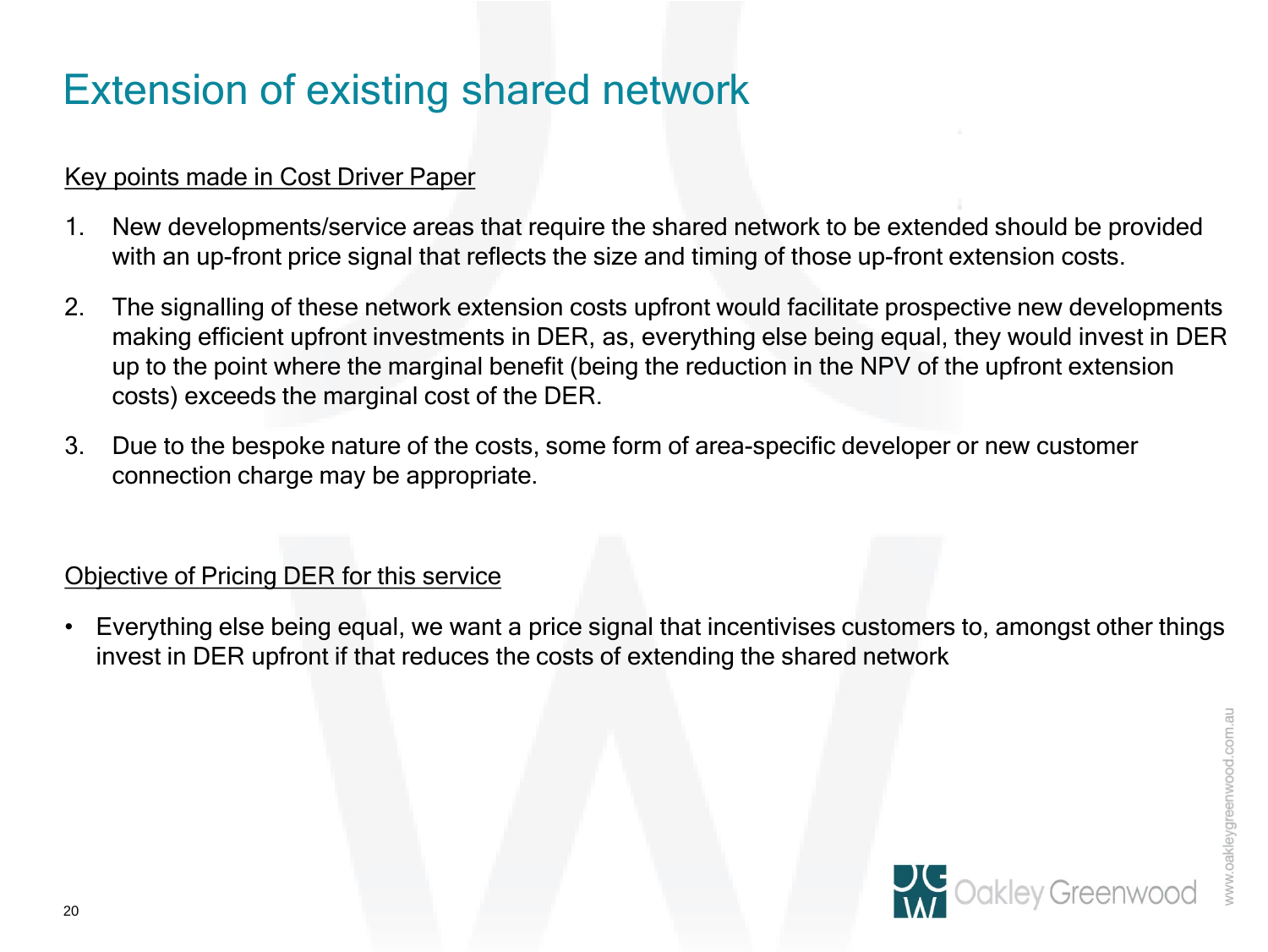# Extension of existing shared network

Key points made in Cost Driver Paper

1. New developments/service areas that require the shared network to be extended should be provided with an up-front price signal that reflects the size and timing of those up-front extension costs.
2. The signalling of these network extension costs upfront would facilitate prospective new developments making efficient upfront investments in DER, as, everything else being equal, they would invest in DER up to the point where the marginal benefit (being the reduction in the NPV of the upfront extension costs) exceeds the marginal cost of the DER.
3. Due to the bespoke nature of the costs, some form of area-specific developer or new customer connection charge may be appropriate.

Objective of Pricing DER for this service

- Everything else being equal, we want a price signal that incentivises customers to, amongst other things invest in DER upfront if that reduces the costs of extending the shared network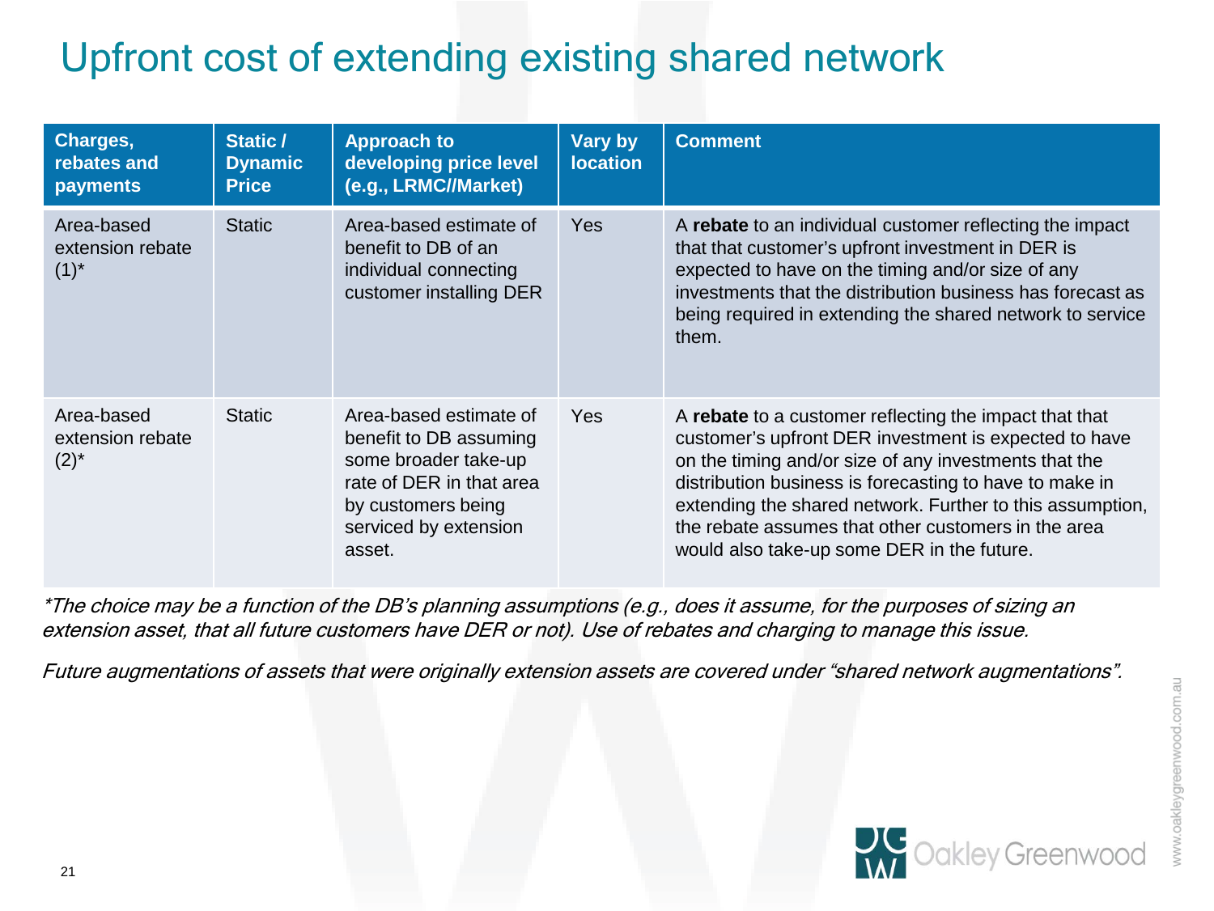# Upfront cost of extending existing shared network

| Charges, rebates and payments | Static / Dynamic Price | Approach to developing price level (e.g., LRMC//Market) | Vary by location | Comment |
|---|---|---|---|---|
| Area-based extension rebate (1)* | Static | Area-based estimate of benefit to DB of an individual connecting customer installing DER | Yes | A **rebate** to an individual customer reflecting the impact that that customer's upfront investment in DER is expected to have on the timing and/or size of any investments that the distribution business has forecast as being required in extending the shared network to service them. |
| Area-based extension rebate (2)* | Static | Area-based estimate of benefit to DB assuming some broader take-up rate of DER in that area by customers being serviced by extension asset. | Yes | A **rebate** to a customer reflecting the impact that that customer's upfront DER investment is expected to have on the timing and/or size of any investments that the distribution business is forecasting to have to make in extending the shared network. Further to this assumption, the rebate assumes that other customers in the area would also take-up some DER in the future. |

*\*The choice may be a function of the DB's planning assumptions (e.g., does it assume, for the purposes of sizing an extension asset, that all future customers have DER or not). Use of rebates and charging to manage this issue.*

*Future augmentations of assets that were originally extension assets are covered under "shared network augmentations".*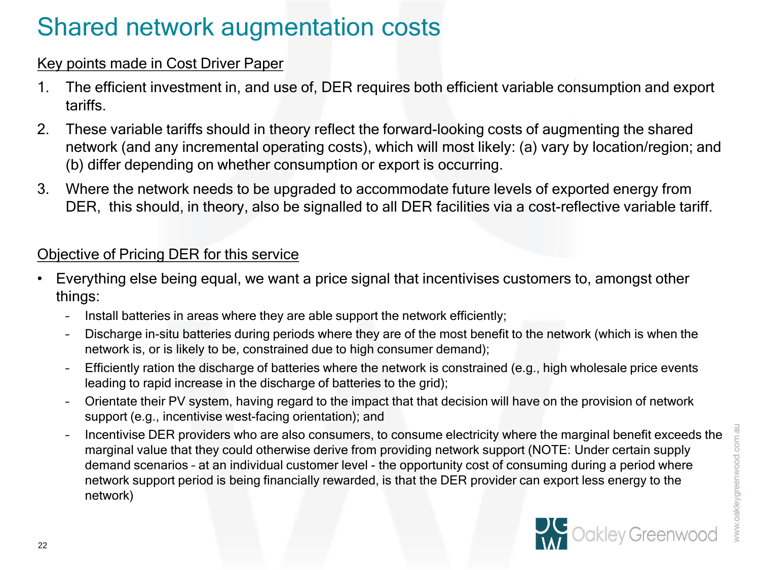# Shared network augmentation costs

Key points made in Cost Driver Paper

1. The efficient investment in, and use of, DER requires both efficient variable consumption and export tariffs.
2. These variable tariffs should in theory reflect the forward-looking costs of augmenting the shared network (and any incremental operating costs), which will most likely: (a) vary by location/region; and (b) differ depending on whether consumption or export is occurring.
3. Where the network needs to be upgraded to accommodate future levels of exported energy from DER,  this should, in theory, also be signalled to all DER facilities via a cost-reflective variable tariff.

Objective of Pricing DER for this service

- Everything else being equal, we want a price signal that incentivises customers to, amongst other things:
  - Install batteries in areas where they are able support the network efficiently;
  - Discharge in-situ batteries during periods where they are of the most benefit to the network (which is when the network is, or is likely to be, constrained due to high consumer demand);
  - Efficiently ration the discharge of batteries where the network is constrained (e.g., high wholesale price events leading to rapid increase in the discharge of batteries to the grid);
  - Orientate their PV system, having regard to the impact that that decision will have on the provision of network support (e.g., incentivise west-facing orientation); and
  - Incentivise DER providers who are also consumers, to consume electricity where the marginal benefit exceeds the marginal value that they could otherwise derive from providing network support (NOTE: Under certain supply demand scenarios – at an individual customer level - the opportunity cost of consuming during a period where network support period is being financially rewarded, is that the DER provider can export less energy to the network)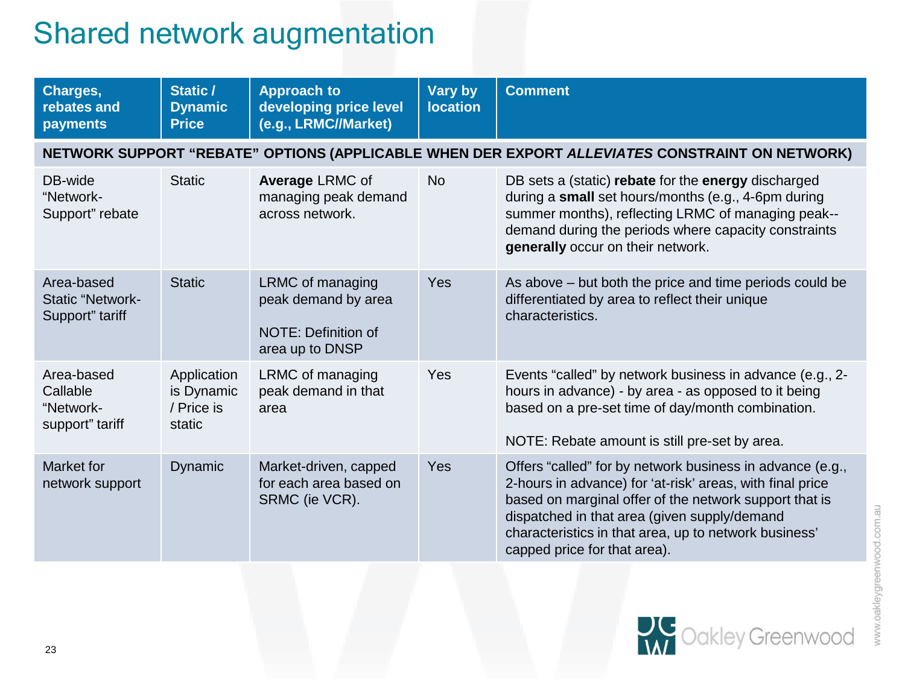# Shared network augmentation

| Charges, rebates and payments | Static / Dynamic Price | Approach to developing price level (e.g., LRMC//Market) | Vary by location | Comment |
|---|---|---|---|---|
| **NETWORK SUPPORT "REBATE" OPTIONS (APPLICABLE WHEN DER EXPORT *ALLEVIATES* CONSTRAINT ON NETWORK)** | | | | |
| DB-wide "Network-Support" rebate | Static | **Average** LRMC of managing peak demand across network. | No | DB sets a (static) **rebate** for the **energy** discharged during a **small** set hours/months (e.g., 4-6pm during summer months), reflecting LRMC of managing peak--demand during the periods where capacity constraints **generally** occur on their network. |
| Area-based Static "Network-Support" tariff | Static | LRMC of managing peak demand by area<br><br>NOTE: Definition of area up to DNSP | Yes | As above – but both the price and time periods could be differentiated by area to reflect their unique characteristics. |
| Area-based Callable "Network-support" tariff | Application is Dynamic / Price is static | LRMC of managing peak demand in that area | Yes | Events "called" by network business in advance (e.g., 2-hours in advance) - by area - as opposed to it being based on a pre-set time of day/month combination.<br><br>NOTE: Rebate amount is still pre-set by area. |
| Market for network support | Dynamic | Market-driven, capped for each area based on SRMC (ie VCR). | Yes | Offers "called" for by network business in advance (e.g., 2-hours in advance) for 'at-risk' areas, with final price based on marginal offer of the network support that is dispatched in that area (given supply/demand characteristics in that area, up to network business' capped price for that area). |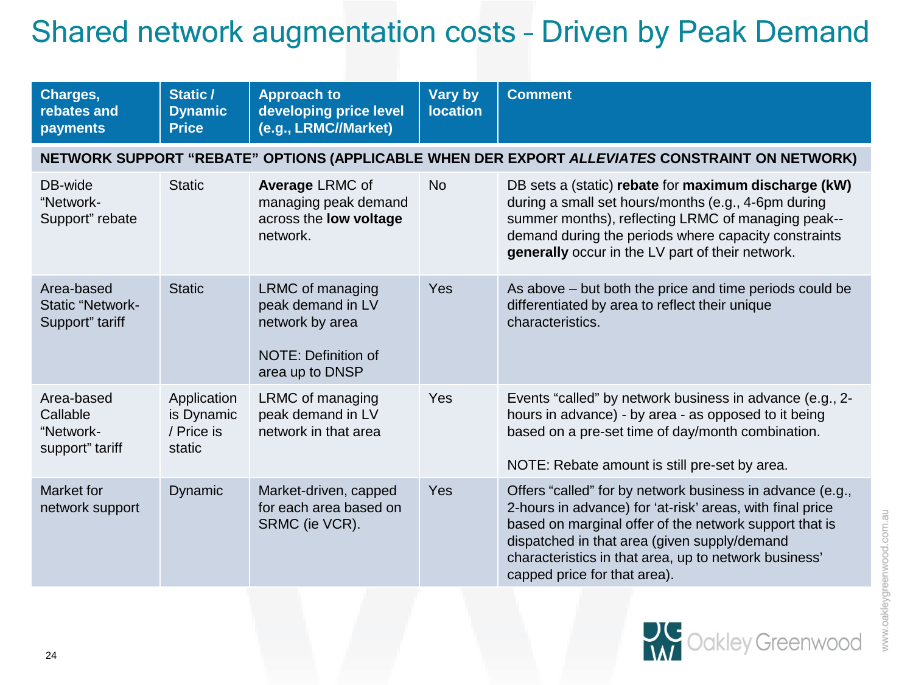# Shared network augmentation costs – Driven by Peak Demand

| Charges, rebates and payments | Static / Dynamic Price | Approach to developing price level (e.g., LRMC//Market) | Vary by location | Comment |
|---|---|---|---|---|
| **NETWORK SUPPORT "REBATE" OPTIONS (APPLICABLE WHEN DER EXPORT *ALLEVIATES* CONSTRAINT ON NETWORK)** | | | | |
| DB-wide "Network-Support" rebate | Static | **Average** LRMC of managing peak demand across the **low voltage** network. | No | DB sets a (static) **rebate** for **maximum discharge (kW)** during a small set hours/months (e.g., 4-6pm during summer months), reflecting LRMC of managing peak--demand during the periods where capacity constraints **generally** occur in the LV part of their network. |
| Area-based Static "Network-Support" tariff | Static | LRMC of managing peak demand in LV network by area<br><br>NOTE: Definition of area up to DNSP | Yes | As above – but both the price and time periods could be differentiated by area to reflect their unique characteristics. |
| Area-based Callable "Network-support" tariff | Application is Dynamic / Price is static | LRMC of managing peak demand in LV network in that area | Yes | Events "called" by network business in advance (e.g., 2-hours in advance) - by area - as opposed to it being based on a pre-set time of day/month combination.<br><br>NOTE: Rebate amount is still pre-set by area. |
| Market for network support | Dynamic | Market-driven, capped for each area based on SRMC (ie VCR). | Yes | Offers "called" for by network business in advance (e.g., 2-hours in advance) for 'at-risk' areas, with final price based on marginal offer of the network support that is dispatched in that area (given supply/demand characteristics in that area, up to network business' capped price for that area). |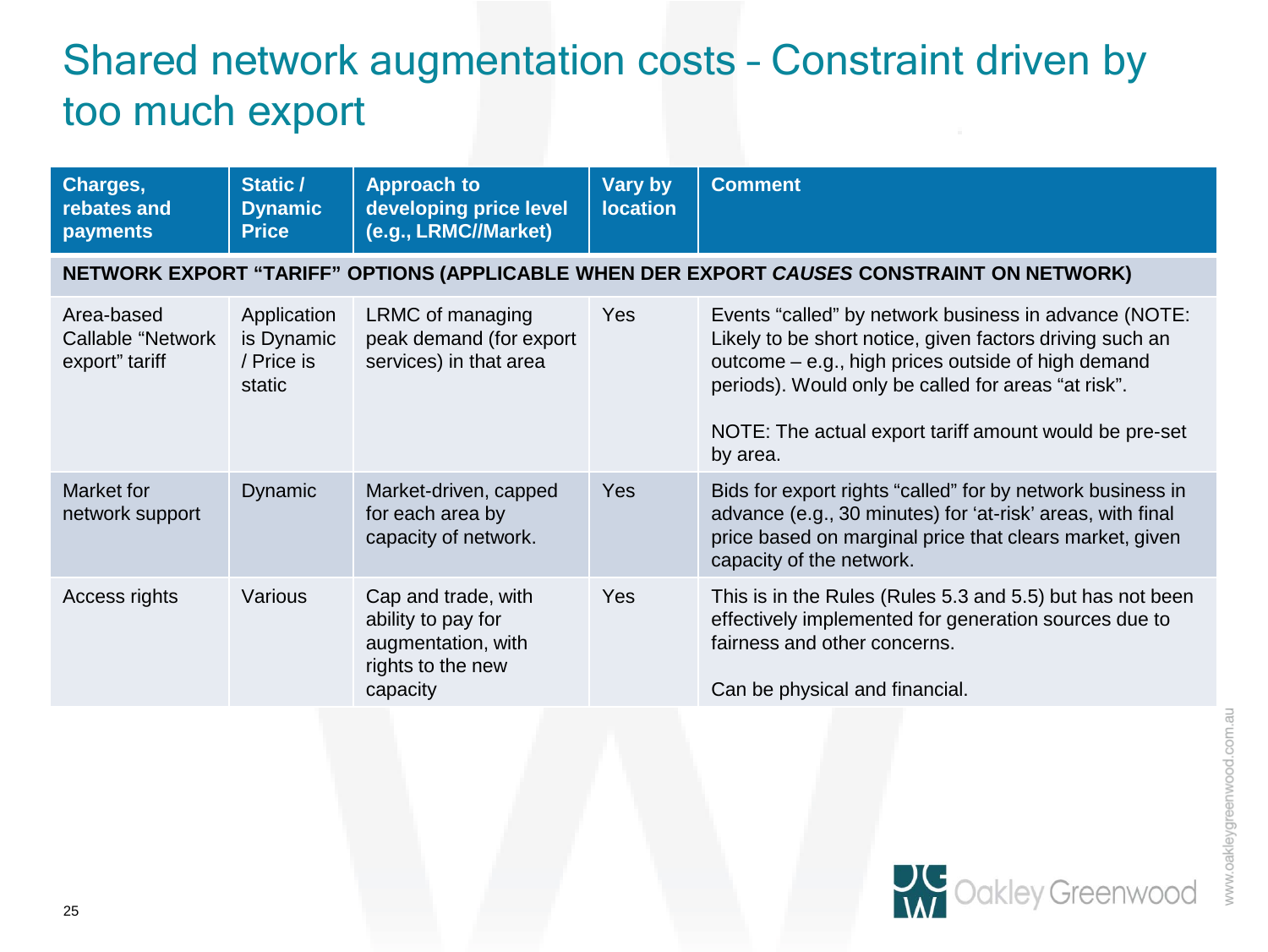# Shared network augmentation costs – Constraint driven by too much export

| Charges, rebates and payments | Static / Dynamic Price | Approach to developing price level (e.g., LRMC//Market) | Vary by location | Comment |
|---|---|---|---|---|
| **NETWORK EXPORT "TARIFF" OPTIONS (APPLICABLE WHEN DER EXPORT *CAUSES* CONSTRAINT ON NETWORK)** | | | | |
| Area-based Callable "Network export" tariff | Application is Dynamic / Price is static | LRMC of managing peak demand (for export services) in that area | Yes | Events "called" by network business in advance (NOTE: Likely to be short notice, given factors driving such an outcome – e.g., high prices outside of high demand periods). Would only be called for areas "at risk". <br><br> NOTE: The actual export tariff amount would be pre-set by area. |
| Market for network support | Dynamic | Market-driven, capped for each area by capacity of network. | Yes | Bids for export rights "called" for by network business in advance (e.g., 30 minutes) for 'at-risk' areas, with final price based on marginal price that clears market, given capacity of the network. |
| Access rights | Various | Cap and trade, with ability to pay for augmentation, with rights to the new capacity | Yes | This is in the Rules (Rules 5.3 and 5.5) but has not been effectively implemented for generation sources due to fairness and other concerns. <br><br> Can be physical and financial. |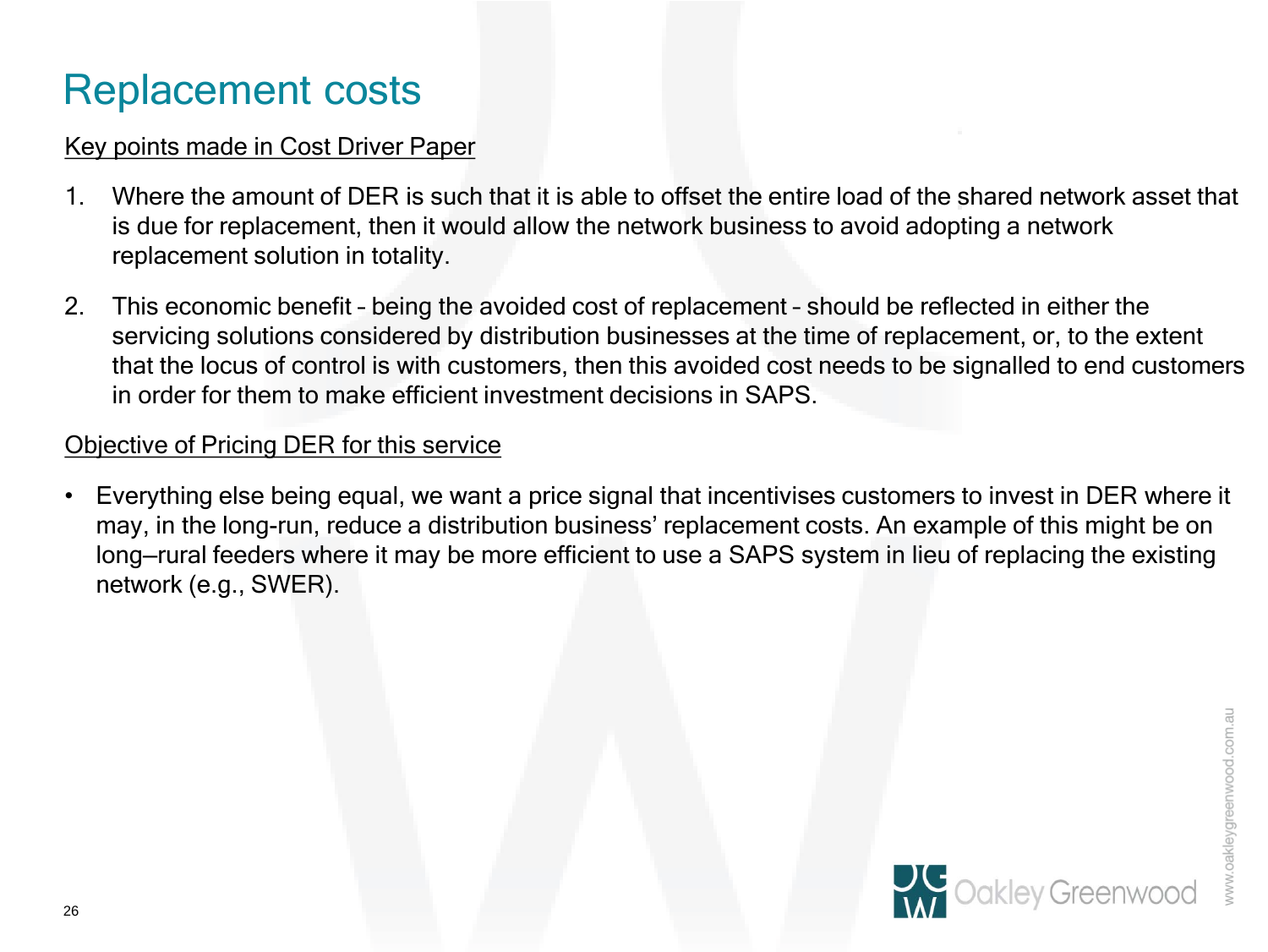# Replacement costs

<u>Key points made in Cost Driver Paper</u>

1. Where the amount of DER is such that it is able to offset the entire load of the shared network asset that is due for replacement, then it would allow the network business to avoid adopting a network replacement solution in totality.
2. This economic benefit – being the avoided cost of replacement – should be reflected in either the servicing solutions considered by distribution businesses at the time of replacement, or, to the extent that the locus of control is with customers, then this avoided cost needs to be signalled to end customers in order for them to make efficient investment decisions in SAPS.

<u>Objective of Pricing DER for this service</u>

- Everything else being equal, we want a price signal that incentivises customers to invest in DER where it may, in the long-run, reduce a distribution business' replacement costs. An example of this might be on long–rural feeders where it may be more efficient to use a SAPS system in lieu of replacing the existing network (e.g., SWER).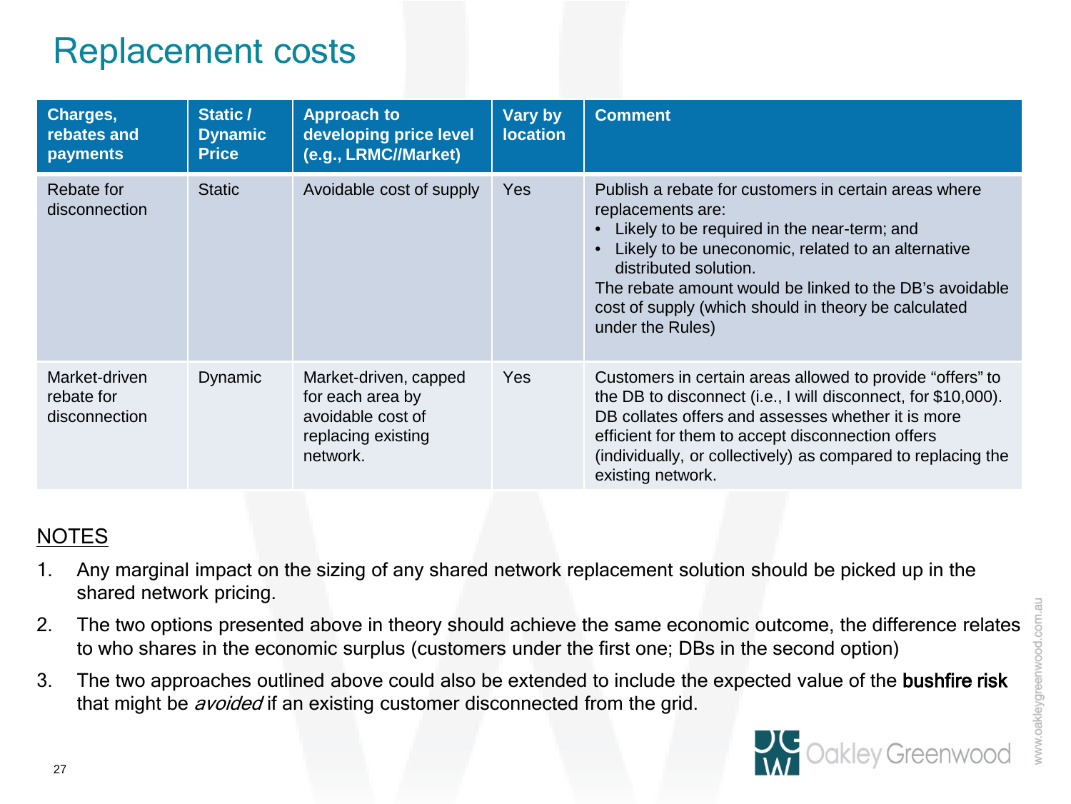# Replacement costs

| Charges, rebates and payments | Static / Dynamic Price | Approach to developing price level (e.g., LRMC//Market) | Vary by location | Comment |
|---|---|---|---|---|
| Rebate for disconnection | Static | Avoidable cost of supply | Yes | Publish a rebate for customers in certain areas where replacements are:<br>• Likely to be required in the near-term; and<br>• Likely to be uneconomic, related to an alternative distributed solution.<br>The rebate amount would be linked to the DB's avoidable cost of supply (which should in theory be calculated under the Rules) |
| Market-driven rebate for disconnection | Dynamic | Market-driven, capped for each area by avoidable cost of replacing existing network. | Yes | Customers in certain areas allowed to provide "offers" to the DB to disconnect (i.e., I will disconnect, for $10,000). DB collates offers and assesses whether it is more efficient for them to accept disconnection offers (individually, or collectively) as compared to replacing the existing network. |

NOTES

1. Any marginal impact on the sizing of any shared network replacement solution should be picked up in the shared network pricing.
2. The two options presented above in theory should achieve the same economic outcome, the difference relates to who shares in the economic surplus (customers under the first one; DBs in the second option)
3. The two approaches outlined above could also be extended to include the expected value of the **bushfire risk** that might be *avoided* if an existing customer disconnected from the grid.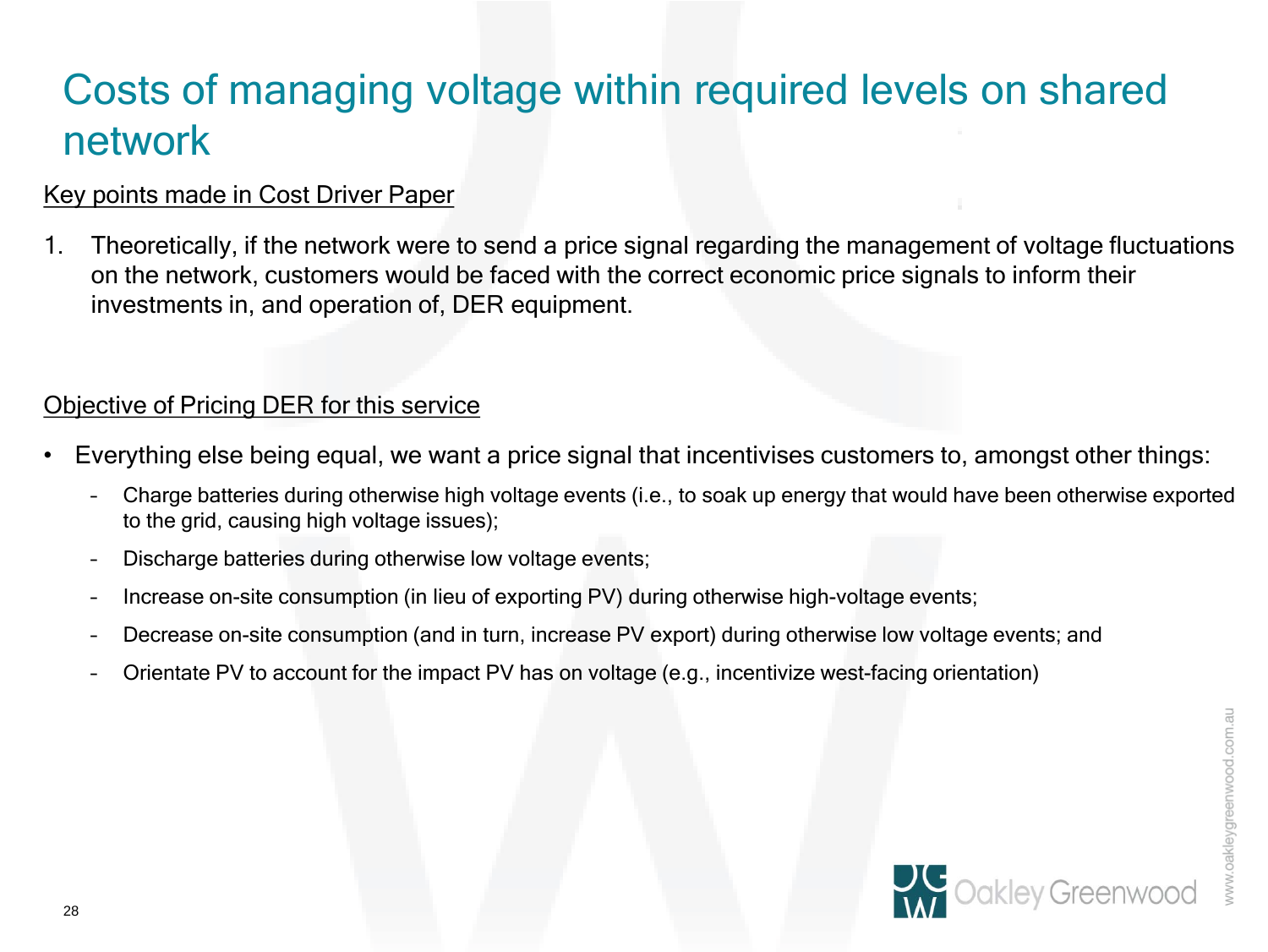# Costs of managing voltage within required levels on shared network

Key points made in Cost Driver Paper

1. Theoretically, if the network were to send a price signal regarding the management of voltage fluctuations on the network, customers would be faced with the correct economic price signals to inform their investments in, and operation of, DER equipment.

Objective of Pricing DER for this service

- Everything else being equal, we want a price signal that incentivises customers to, amongst other things:
  - Charge batteries during otherwise high voltage events (i.e., to soak up energy that would have been otherwise exported to the grid, causing high voltage issues);
  - Discharge batteries during otherwise low voltage events;
  - Increase on-site consumption (in lieu of exporting PV) during otherwise high-voltage events;
  - Decrease on-site consumption (and in turn, increase PV export) during otherwise low voltage events; and
  - Orientate PV to account for the impact PV has on voltage (e.g., incentivize west-facing orientation)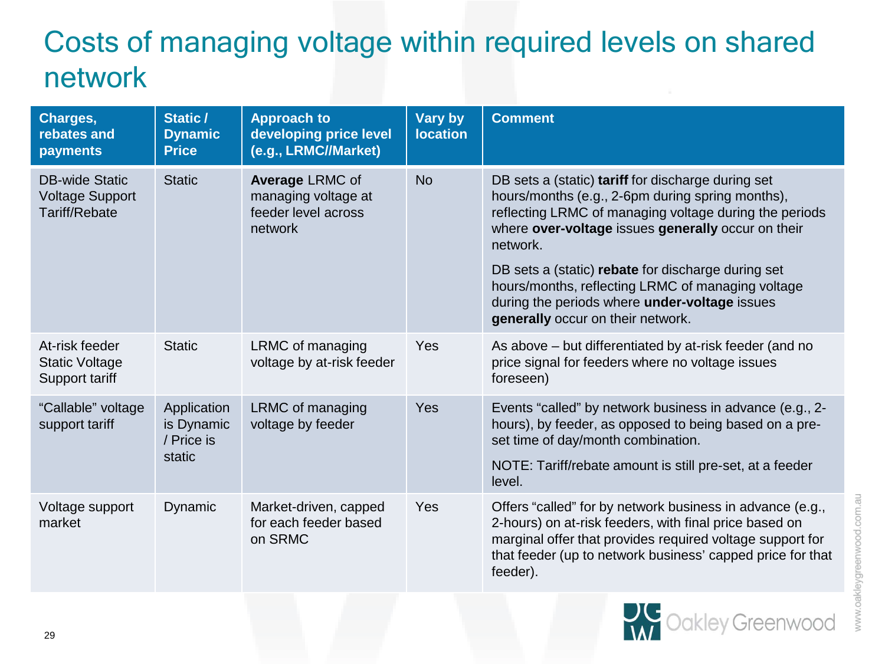# Costs of managing voltage within required levels on shared network

| Charges, rebates and payments | Static / Dynamic Price | Approach to developing price level (e.g., LRMC//Market) | Vary by location | Comment |
|---|---|---|---|---|
| DB-wide Static Voltage Support Tariff/Rebate | Static | **Average** LRMC of managing voltage at feeder level across network | No | DB sets a (static) **tariff** for discharge during set hours/months (e.g., 2-6pm during spring months), reflecting LRMC of managing voltage during the periods where **over-voltage** issues **generally** occur on their network.<br><br>DB sets a (static) **rebate** for discharge during set hours/months, reflecting LRMC of managing voltage during the periods where **under-voltage** issues **generally** occur on their network. |
| At-risk feeder Static Voltage Support tariff | Static | LRMC of managing voltage by at-risk feeder | Yes | As above – but differentiated by at-risk feeder (and no price signal for feeders where no voltage issues foreseen) |
| "Callable" voltage support tariff | Application is Dynamic / Price is static | LRMC of managing voltage by feeder | Yes | Events "called" by network business in advance (e.g., 2-hours), by feeder, as opposed to being based on a pre-set time of day/month combination.<br><br>NOTE: Tariff/rebate amount is still pre-set, at a feeder level. |
| Voltage support market | Dynamic | Market-driven, capped for each feeder based on SRMC | Yes | Offers "called" for by network business in advance (e.g., 2-hours) on at-risk feeders, with final price based on marginal offer that provides required voltage support for that feeder (up to network business' capped price for that feeder). |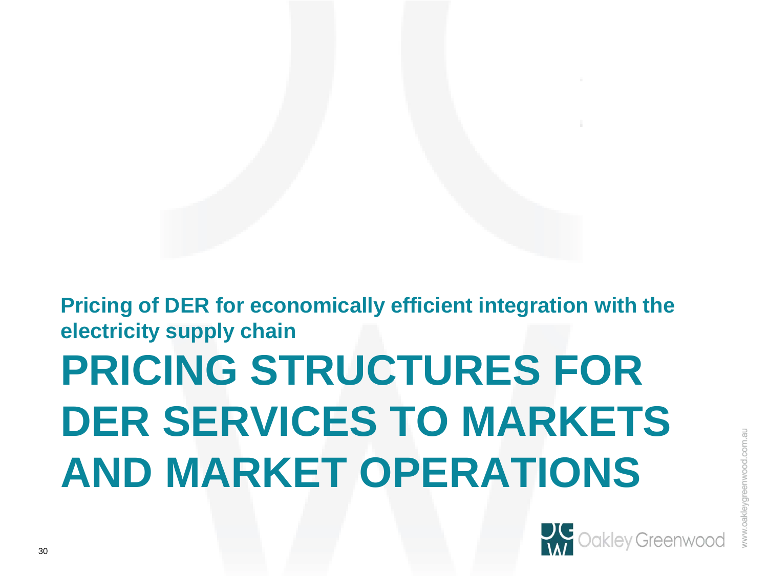**Pricing of DER for economically efficient integration with the electricity supply chain**

# PRICING STRUCTURES FOR DER SERVICES TO MARKETS AND MARKET OPERATIONS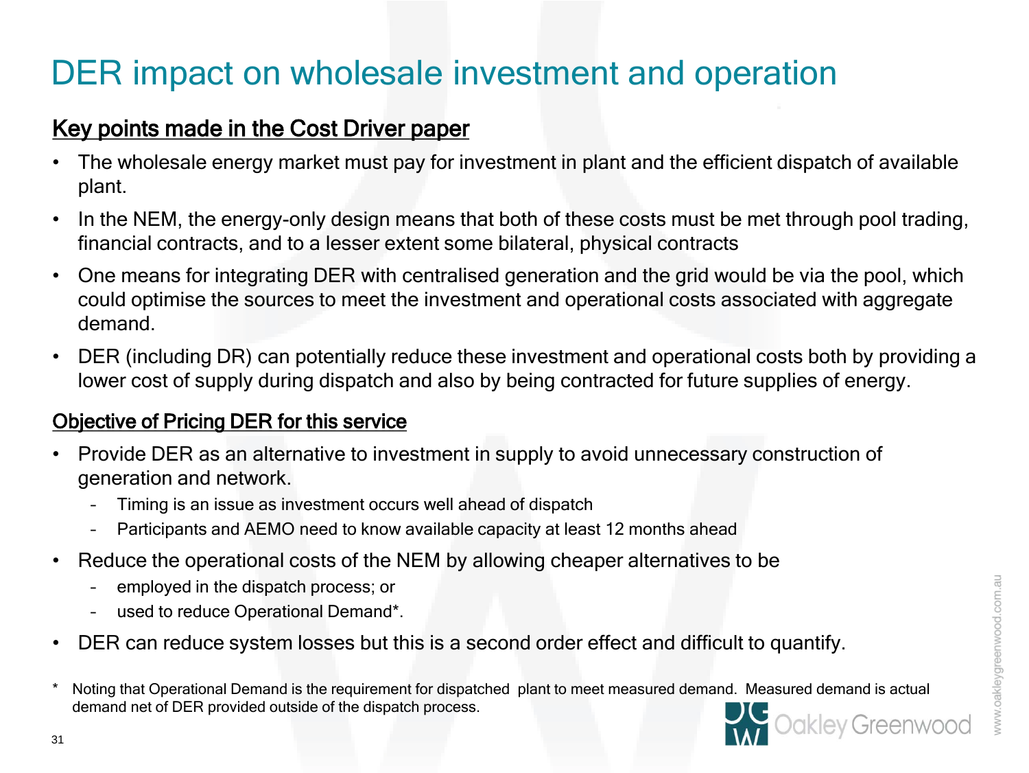# DER impact on wholesale investment and operation

**Key points made in the Cost Driver paper**

- The wholesale energy market must pay for investment in plant and the efficient dispatch of available plant.
- In the NEM, the energy-only design means that both of these costs must be met through pool trading, financial contracts, and to a lesser extent some bilateral, physical contracts
- One means for integrating DER with centralised generation and the grid would be via the pool, which could optimise the sources to meet the investment and operational costs associated with aggregate demand.
- DER (including DR) can potentially reduce these investment and operational costs both by providing a lower cost of supply during dispatch and also by being contracted for future supplies of energy.

**Objective of Pricing DER for this service**

- Provide DER as an alternative to investment in supply to avoid unnecessary construction of generation and network.
  - Timing is an issue as investment occurs well ahead of dispatch
  - Participants and AEMO need to know available capacity at least 12 months ahead
- Reduce the operational costs of the NEM by allowing cheaper alternatives to be
  - employed in the dispatch process; or
  - used to reduce Operational Demand*.
- DER can reduce system losses but this is a second order effect and difficult to quantify.

\* Noting that Operational Demand is the requirement for dispatched plant to meet measured demand. Measured demand is actual demand net of DER provided outside of the dispatch process.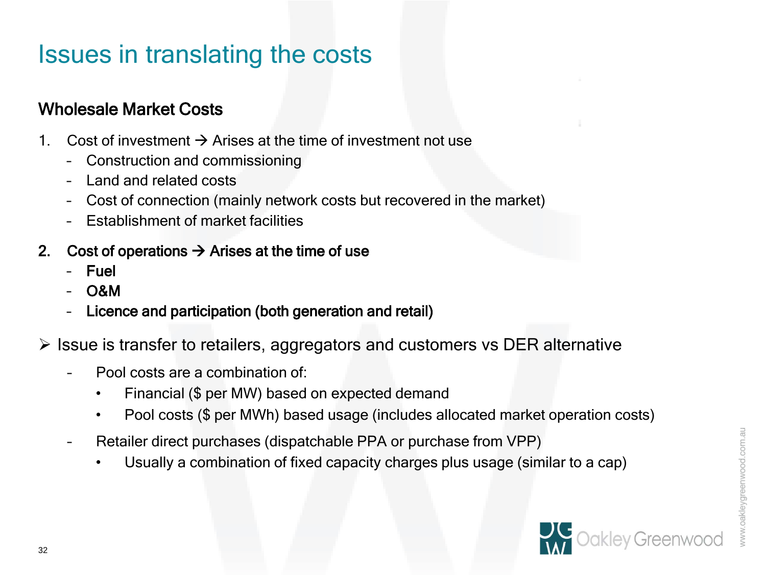# Issues in translating the costs

## Wholesale Market Costs

1. Cost of investment → Arises at the time of investment not use
   - Construction and commissioning
   - Land and related costs
   - Cost of connection (mainly network costs but recovered in the market)
   - Establishment of market facilities

2. **Cost of operations → Arises at the time of use**
   - **Fuel**
   - **O&M**
   - **Licence and participation (both generation and retail)**

- Issue is transfer to retailers, aggregators and customers vs DER alternative
  - Pool costs are a combination of:
    - Financial ($ per MW) based on expected demand
    - Pool costs ($ per MWh) based usage (includes allocated market operation costs)
  - Retailer direct purchases (dispatchable PPA or purchase from VPP)
    - Usually a combination of fixed capacity charges plus usage (similar to a cap)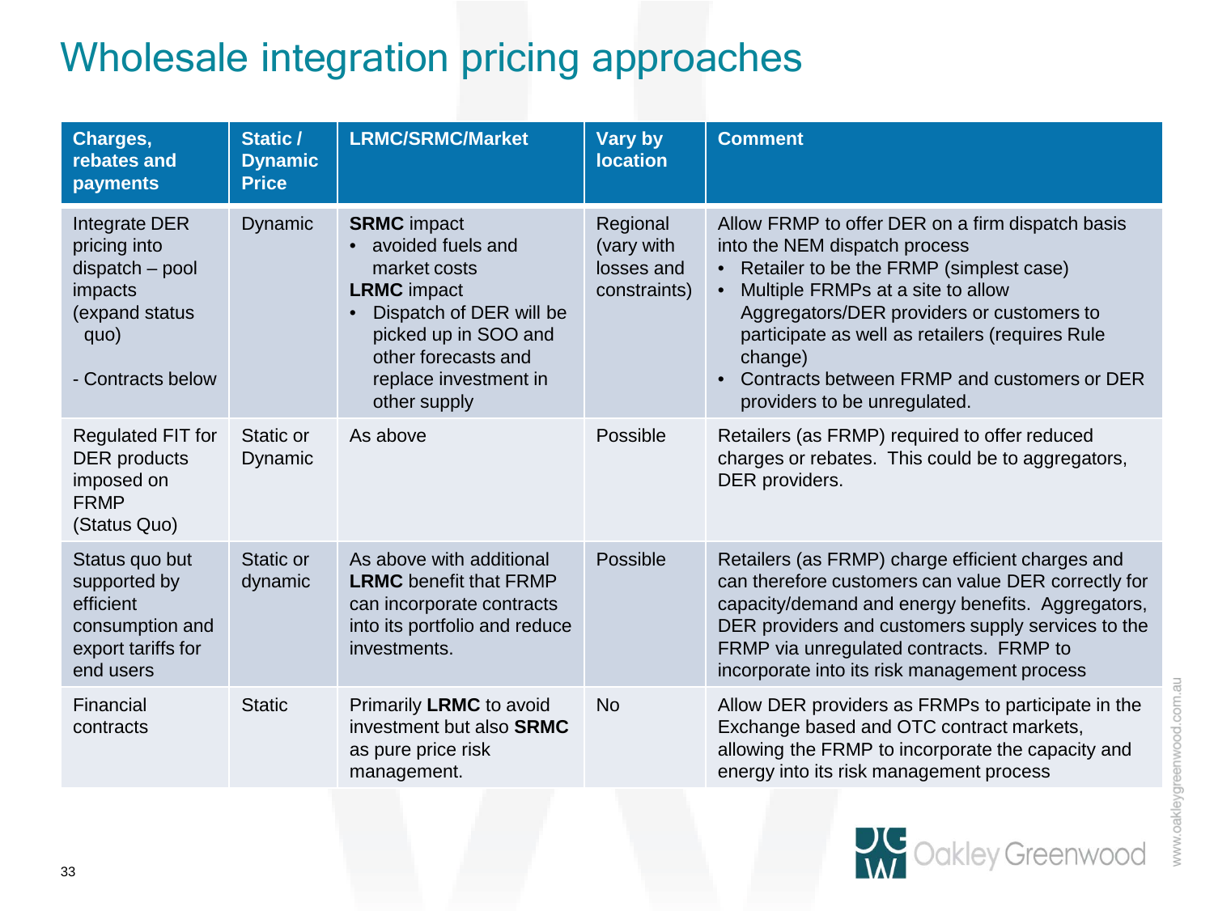# Wholesale integration pricing approaches

| Charges, rebates and payments | Static / Dynamic Price | LRMC/SRMC/Market | Vary by location | Comment |
|---|---|---|---|---|
| Integrate DER pricing into dispatch – pool impacts (expand status quo)<br><br>- Contracts below | Dynamic | **SRMC** impact<br>• avoided fuels and market costs<br>**LRMC** impact<br>• Dispatch of DER will be picked up in SOO and other forecasts and replace investment in other supply | Regional (vary with losses and constraints) | Allow FRMP to offer DER on a firm dispatch basis into the NEM dispatch process<br>• Retailer to be the FRMP (simplest case)<br>• Multiple FRMPs at a site to allow Aggregators/DER providers or customers to participate as well as retailers (requires Rule change)<br>• Contracts between FRMP and customers or DER providers to be unregulated. |
| Regulated FIT for DER products imposed on FRMP (Status Quo) | Static or Dynamic | As above | Possible | Retailers (as FRMP) required to offer reduced charges or rebates. This could be to aggregators, DER providers. |
| Status quo but supported by efficient consumption and export tariffs for end users | Static or dynamic | As above with additional **LRMC** benefit that FRMP can incorporate contracts into its portfolio and reduce investments. | Possible | Retailers (as FRMP) charge efficient charges and can therefore customers can value DER correctly for capacity/demand and energy benefits. Aggregators, DER providers and customers supply services to the FRMP via unregulated contracts. FRMP to incorporate into its risk management process |
| Financial contracts | Static | Primarily **LRMC** to avoid investment but also **SRMC** as pure price risk management. | No | Allow DER providers as FRMPs to participate in the Exchange based and OTC contract markets, allowing the FRMP to incorporate the capacity and energy into its risk management process |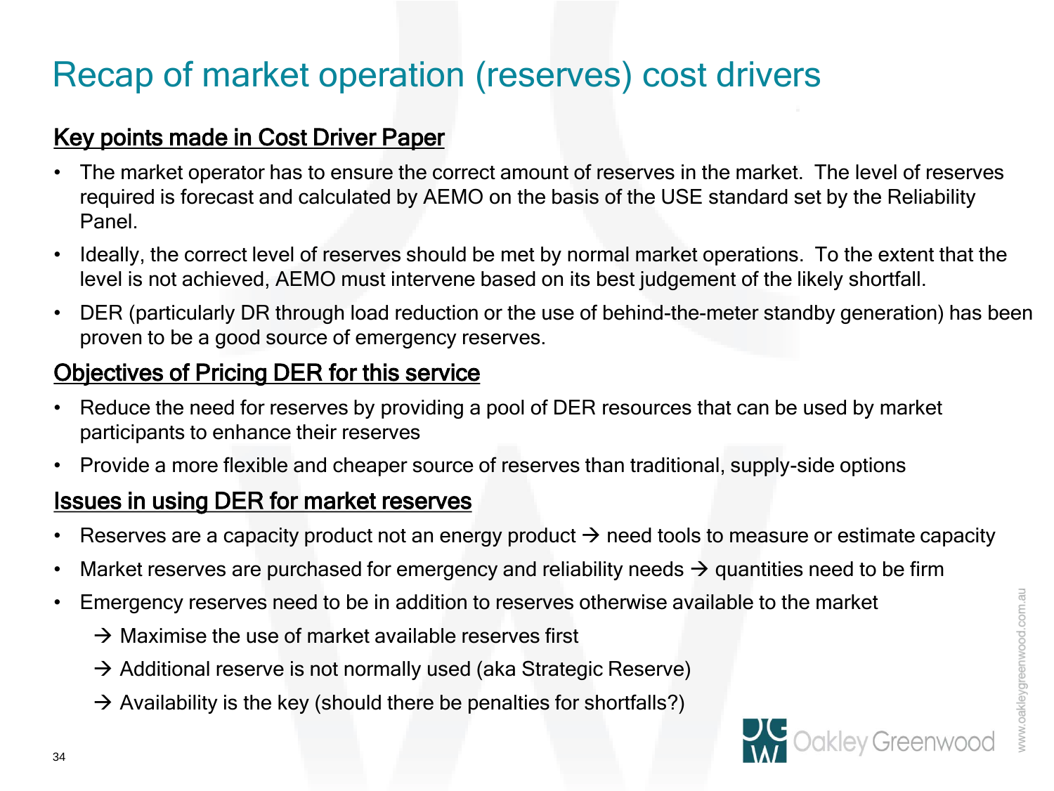# Recap of market operation (reserves) cost drivers

## Key points made in Cost Driver Paper

- The market operator has to ensure the correct amount of reserves in the market. The level of reserves required is forecast and calculated by AEMO on the basis of the USE standard set by the Reliability Panel.
- Ideally, the correct level of reserves should be met by normal market operations. To the extent that the level is not achieved, AEMO must intervene based on its best judgement of the likely shortfall.
- DER (particularly DR through load reduction or the use of behind-the-meter standby generation) has been proven to be a good source of emergency reserves.

## Objectives of Pricing DER for this service

- Reduce the need for reserves by providing a pool of DER resources that can be used by market participants to enhance their reserves
- Provide a more flexible and cheaper source of reserves than traditional, supply-side options

## Issues in using DER for market reserves

- Reserves are a capacity product not an energy product → need tools to measure or estimate capacity
- Market reserves are purchased for emergency and reliability needs → quantities need to be firm
- Emergency reserves need to be in addition to reserves otherwise available to the market
  - → Maximise the use of market available reserves first
  - → Additional reserve is not normally used (aka Strategic Reserve)
  - → Availability is the key (should there be penalties for shortfalls?)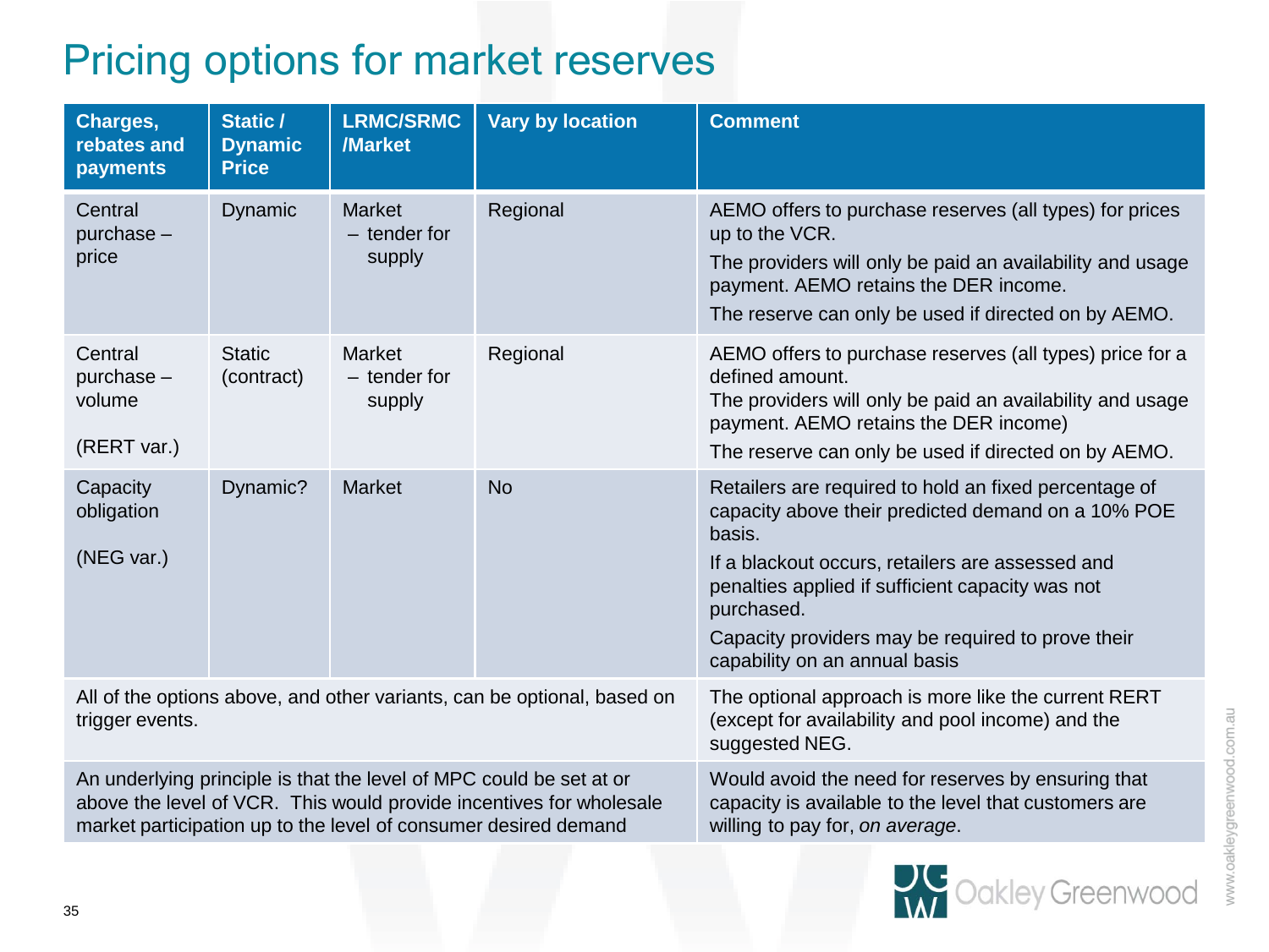# Pricing options for market reserves

| Charges, rebates and payments | Static / Dynamic Price | LRMC/SRMC /Market | Vary by location | Comment |
|---|---|---|---|---|
| Central purchase – price | Dynamic | Market – tender for supply | Regional | AEMO offers to purchase reserves (all types) for prices up to the VCR.<br>The providers will only be paid an availability and usage payment. AEMO retains the DER income.<br>The reserve can only be used if directed on by AEMO. |
| Central purchase – volume<br><br>(RERT var.) | Static (contract) | Market – tender for supply | Regional | AEMO offers to purchase reserves (all types) price for a defined amount.<br>The providers will only be paid an availability and usage payment. AEMO retains the DER income)<br>The reserve can only be used if directed on by AEMO. |
| Capacity obligation<br><br>(NEG var.) | Dynamic? | Market | No | Retailers are required to hold an fixed percentage of capacity above their predicted demand on a 10% POE basis.<br>If a blackout occurs, retailers are assessed and penalties applied if sufficient capacity was not purchased.<br>Capacity providers may be required to prove their capability on an annual basis |
| All of the options above, and other variants, can be optional, based on trigger events. | | | | The optional approach is more like the current RERT (except for availability and pool income) and the suggested NEG. |
| An underlying principle is that the level of MPC could be set at or above the level of VCR. This would provide incentives for wholesale market participation up to the level of consumer desired demand | | | | Would avoid the need for reserves by ensuring that capacity is available to the level that customers are willing to pay for, *on average*. |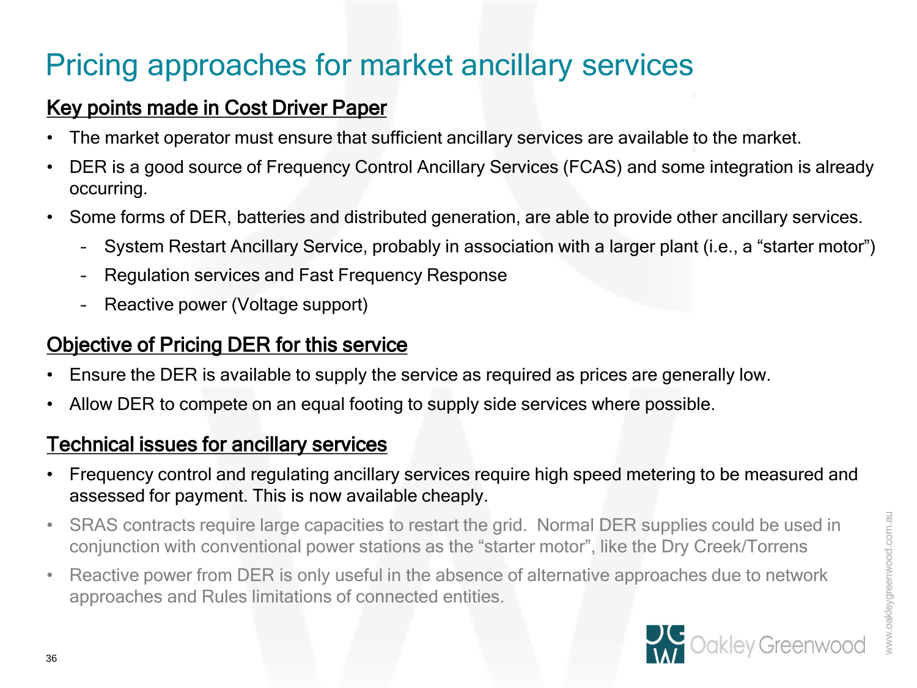# Pricing approaches for market ancillary services

## Key points made in Cost Driver Paper

- The market operator must ensure that sufficient ancillary services are available to the market.
- DER is a good source of Frequency Control Ancillary Services (FCAS) and some integration is already occurring.
- Some forms of DER, batteries and distributed generation, are able to provide other ancillary services.
  - System Restart Ancillary Service, probably in association with a larger plant (i.e., a "starter motor")
  - Regulation services and Fast Frequency Response
  - Reactive power (Voltage support)

## Objective of Pricing DER for this service

- Ensure the DER is available to supply the service as required as prices are generally low.
- Allow DER to compete on an equal footing to supply side services where possible.

## Technical issues for ancillary services

- Frequency control and regulating ancillary services require high speed metering to be measured and assessed for payment. This is now available cheaply.
- SRAS contracts require large capacities to restart the grid. Normal DER supplies could be used in conjunction with conventional power stations as the "starter motor", like the Dry Creek/Torrens
- Reactive power from DER is only useful in the absence of alternative approaches due to network approaches and Rules limitations of connected entities.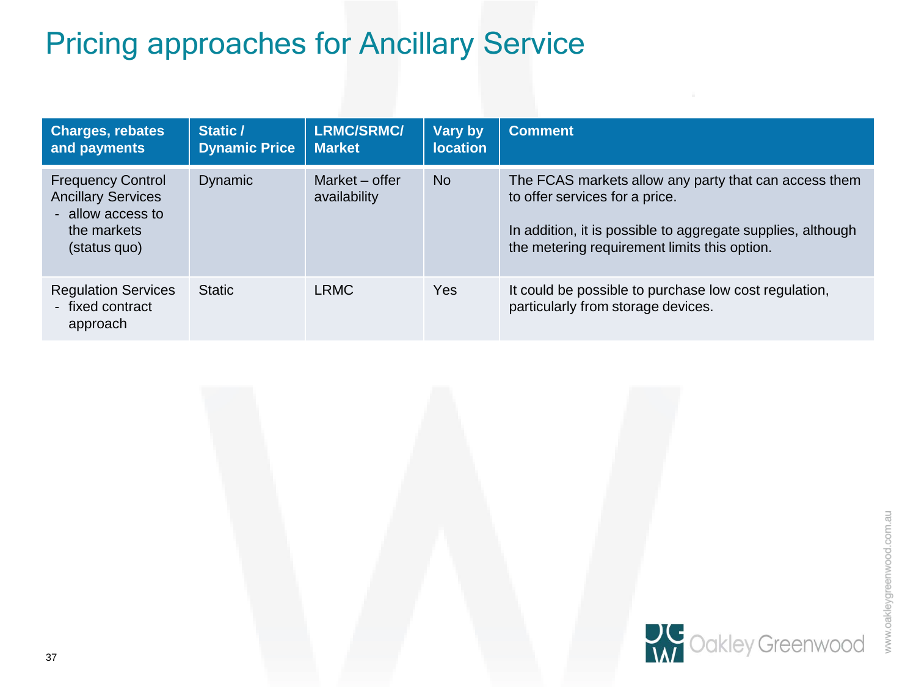# Pricing approaches for Ancillary Service

| Charges, rebates and payments | Static / Dynamic Price | LRMC/SRMC/ Market | Vary by location | Comment |
|---|---|---|---|---|
| Frequency Control Ancillary Services<br>- allow access to the markets (status quo) | Dynamic | Market – offer availability | No | The FCAS markets allow any party that can access them to offer services for a price.<br><br>In addition, it is possible to aggregate supplies, although the metering requirement limits this option. |
| Regulation Services<br>- fixed contract approach | Static | LRMC | Yes | It could be possible to purchase low cost regulation, particularly from storage devices. |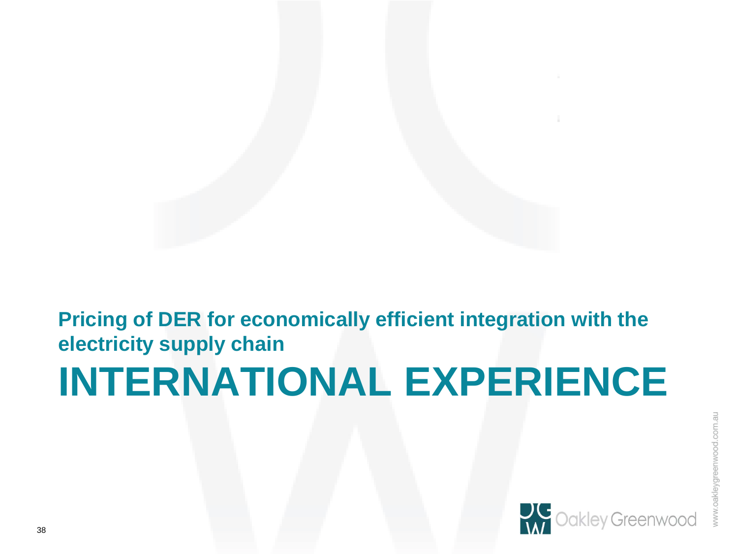**Pricing of DER for economically efficient integration with the electricity supply chain**

# INTERNATIONAL EXPERIENCE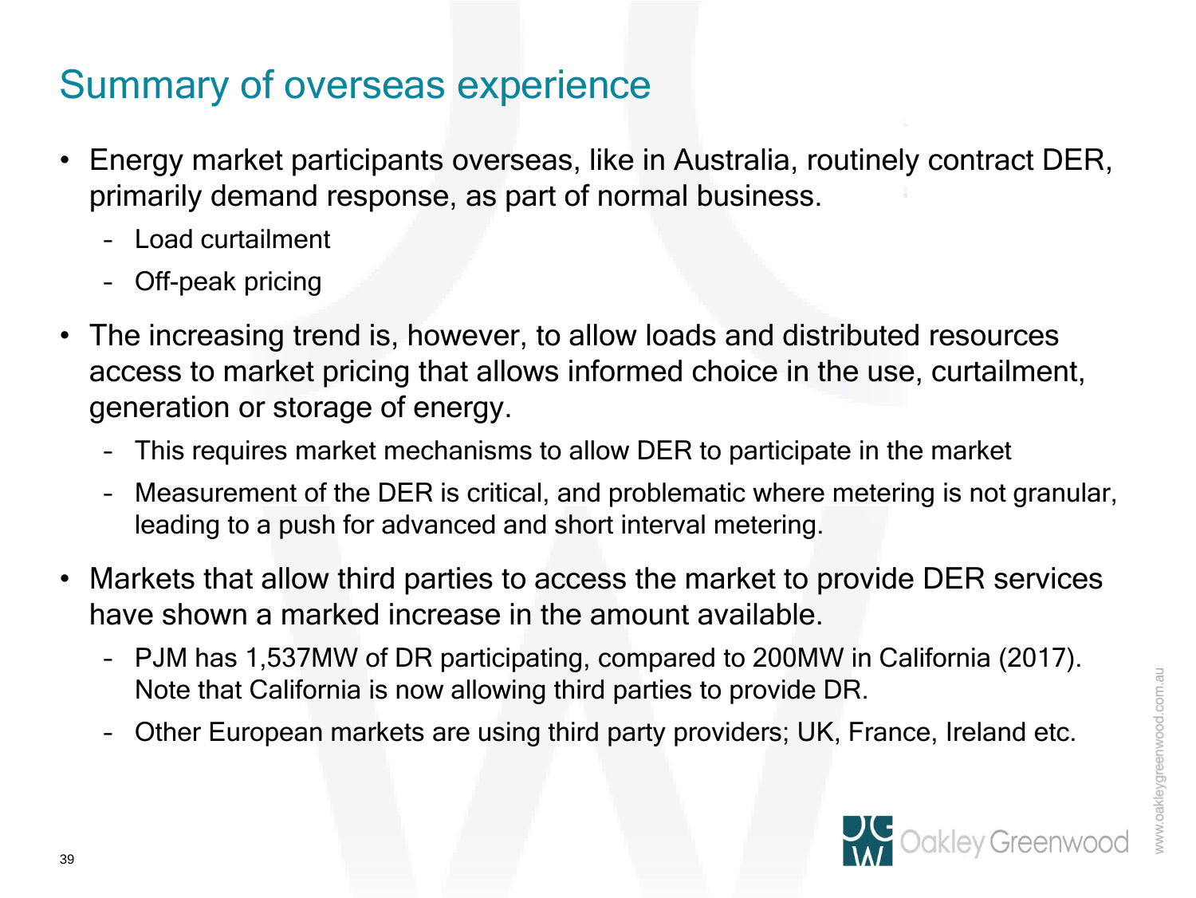# Summary of overseas experience

- Energy market participants overseas, like in Australia, routinely contract DER, primarily demand response, as part of normal business.
  - Load curtailment
  - Off-peak pricing
- The increasing trend is, however, to allow loads and distributed resources access to market pricing that allows informed choice in the use, curtailment, generation or storage of energy.
  - This requires market mechanisms to allow DER to participate in the market
  - Measurement of the DER is critical, and problematic where metering is not granular, leading to a push for advanced and short interval metering.
- Markets that allow third parties to access the market to provide DER services have shown a marked increase in the amount available.
  - PJM has 1,537MW of DR participating, compared to 200MW in California (2017). Note that California is now allowing third parties to provide DR.
  - Other European markets are using third party providers; UK, France, Ireland etc.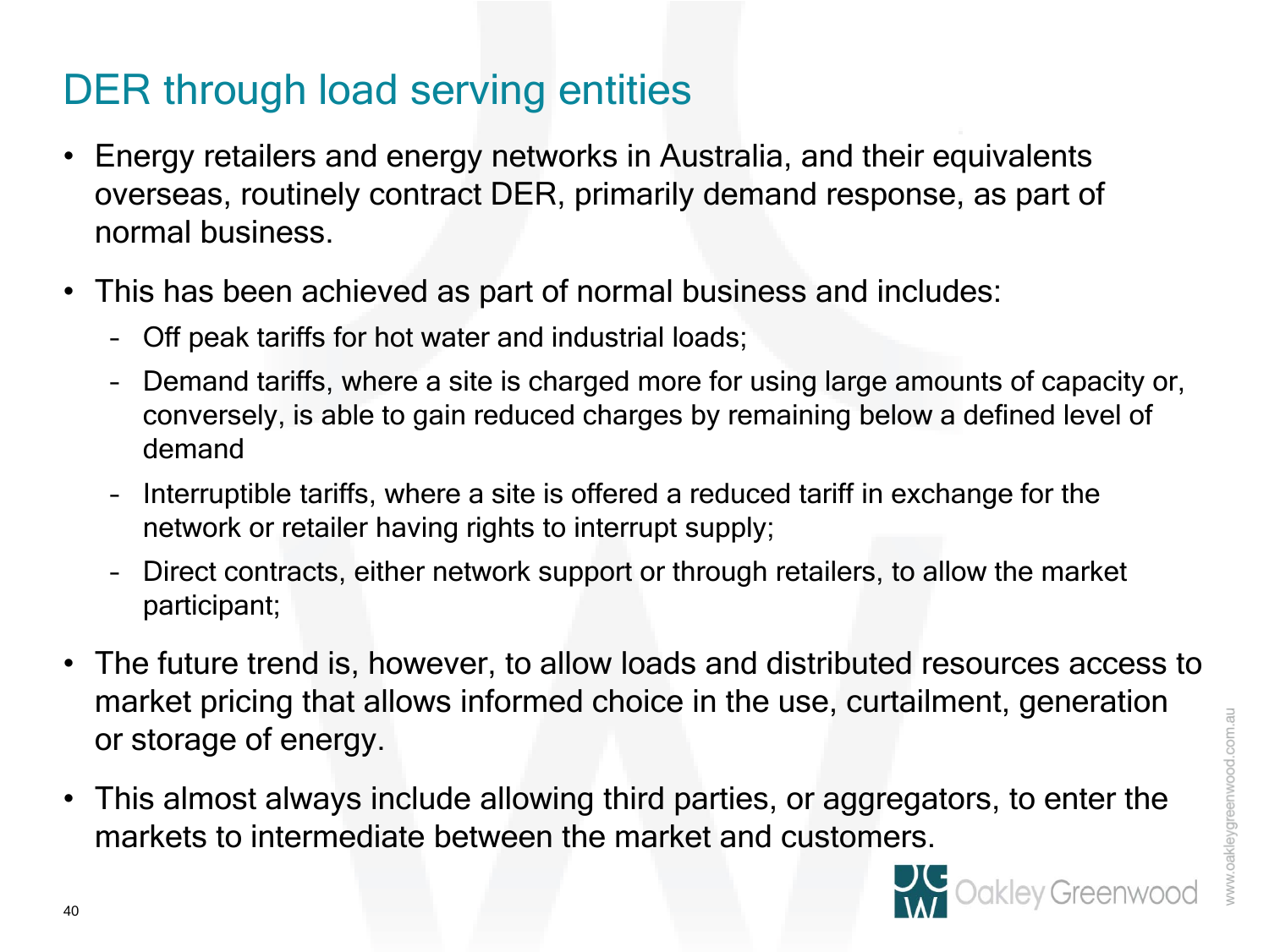# DER through load serving entities

- Energy retailers and energy networks in Australia, and their equivalents overseas, routinely contract DER, primarily demand response, as part of normal business.
- This has been achieved as part of normal business and includes:
  - Off peak tariffs for hot water and industrial loads;
  - Demand tariffs, where a site is charged more for using large amounts of capacity or, conversely, is able to gain reduced charges by remaining below a defined level of demand
  - Interruptible tariffs, where a site is offered a reduced tariff in exchange for the network or retailer having rights to interrupt supply;
  - Direct contracts, either network support or through retailers, to allow the market participant;
- The future trend is, however, to allow loads and distributed resources access to market pricing that allows informed choice in the use, curtailment, generation or storage of energy.
- This almost always include allowing third parties, or aggregators, to enter the markets to intermediate between the market and customers.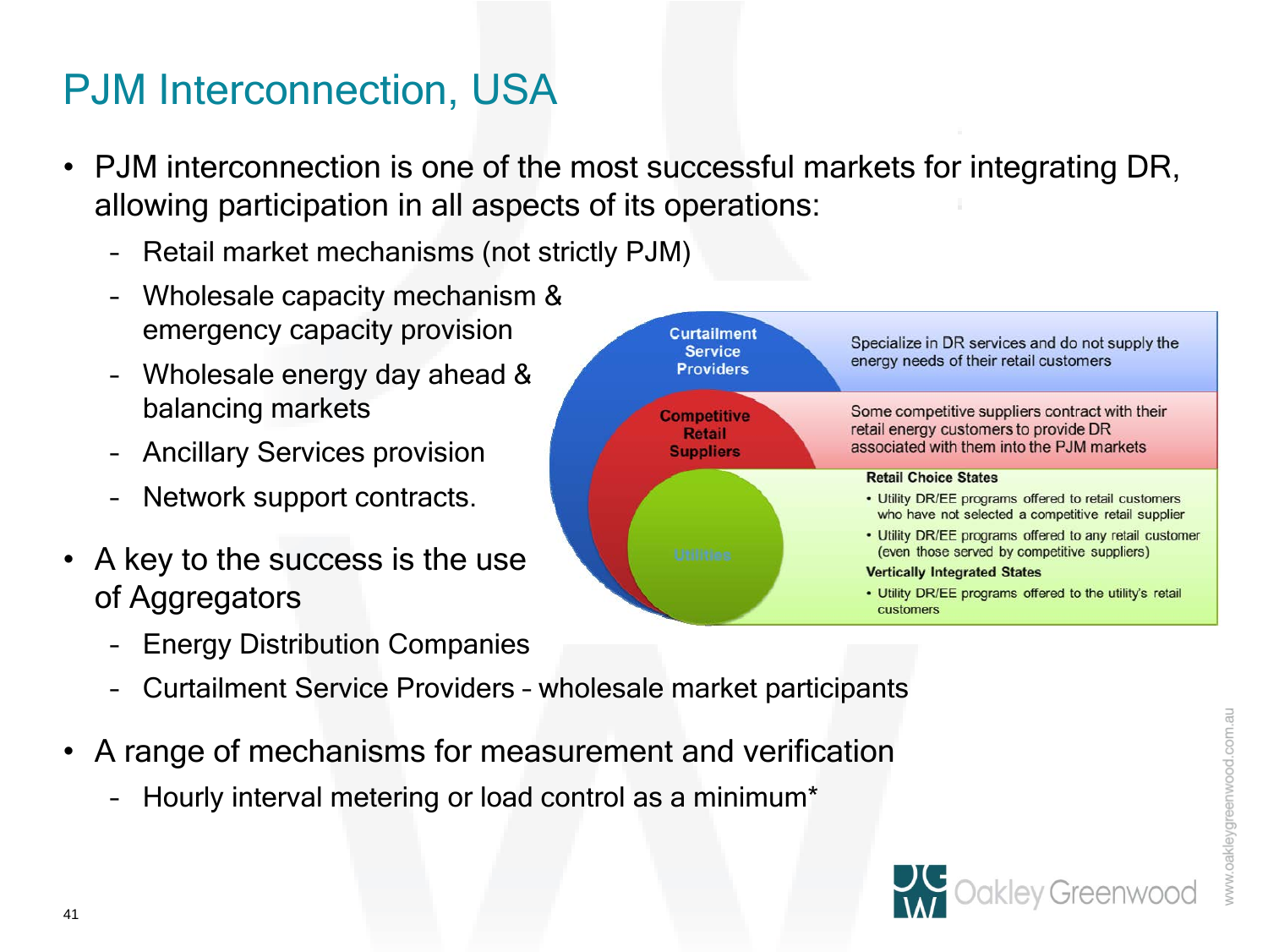# PJM Interconnection, USA

- PJM interconnection is one of the most successful markets for integrating DR, allowing participation in all aspects of its operations:
  - Retail market mechanisms (not strictly PJM)
  - Wholesale capacity mechanism & emergency capacity provision
  - Wholesale energy day ahead & balancing markets
  - Ancillary Services provision
  - Network support contracts.
- A key to the success is the use of Aggregators
  - Energy Distribution Companies
  - Curtailment Service Providers – wholesale market participants
- A range of mechanisms for measurement and verification
  - Hourly interval metering or load control as a minimum*

| | |
|---|---|
| Curtailment Service Providers | Specialize in DR services and do not supply the energy needs of their retail customers |
| Competitive Retail Suppliers | Some competitive suppliers contract with their retail energy customers to provide DR associated with them into the PJM markets |
| Utilities | **Retail Choice States**<br>• Utility DR/EE programs offered to retail customers who have not selected a competitive retail supplier<br>• Utility DR/EE programs offered to any retail customer (even those served by competitive suppliers)<br>**Vertically Integrated States**<br>• Utility DR/EE programs offered to the utility's retail customers |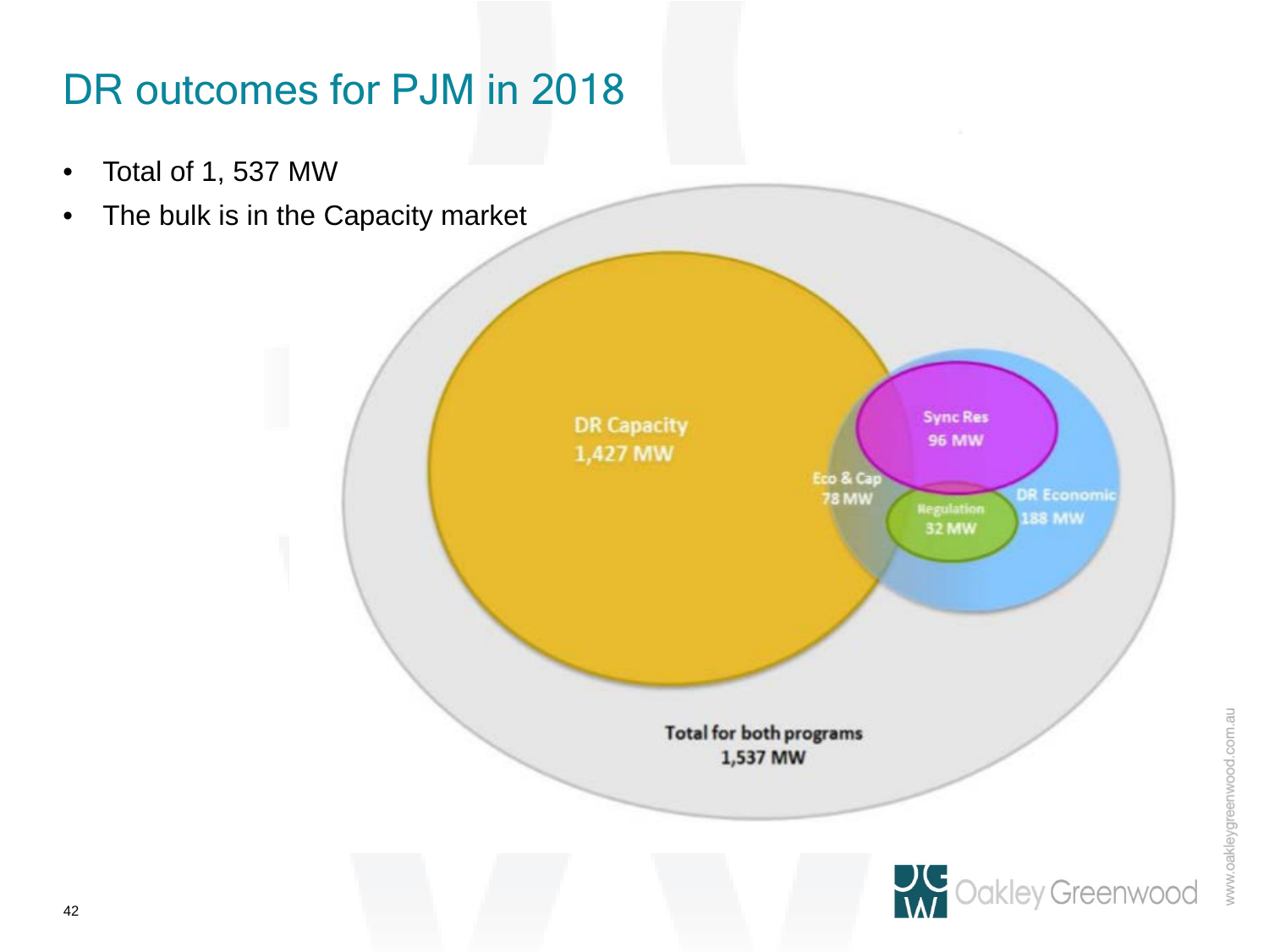# DR outcomes for PJM in 2018

- Total of 1, 537 MW
- The bulk is in the Capacity market

DR Capacity
1,427 MW

Sync Res
96 MW

Eco & Cap
78 MW

Regulation
32 MW

DR Economic
188 MW

Total for both programs
1,537 MW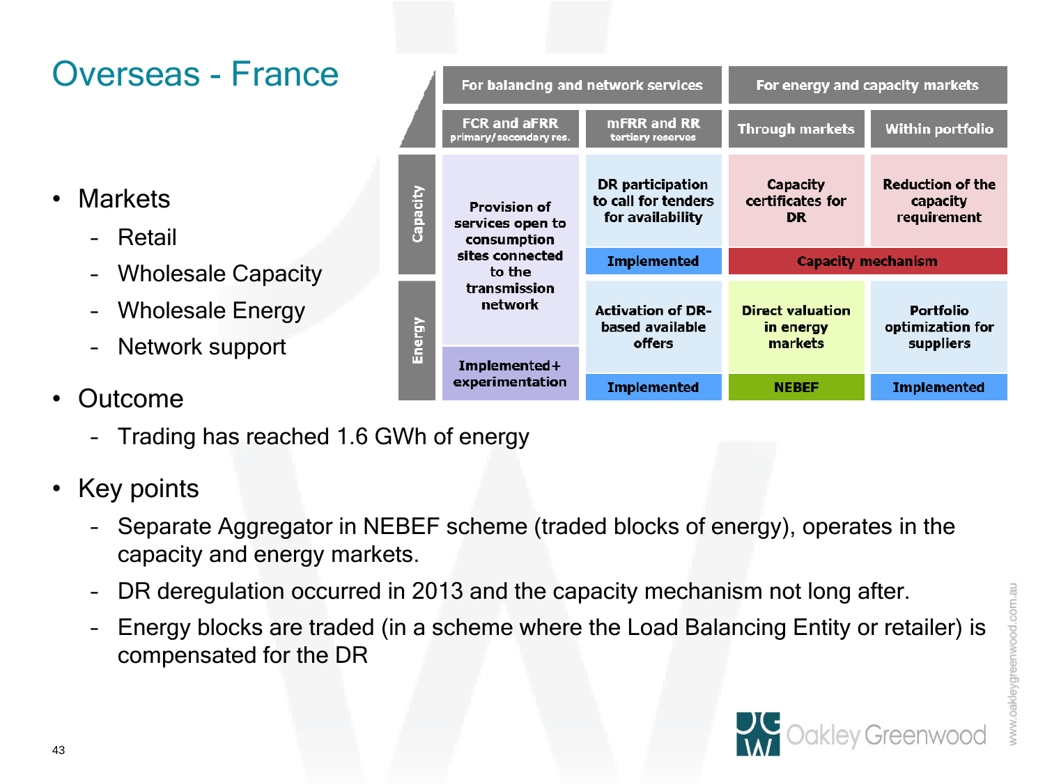# Overseas - France

- Markets
  - Retail
  - Wholesale Capacity
  - Wholesale Energy
  - Network support

| | For balancing and network services | | For energy and capacity markets | |
|---|---|---|---|---|
| | FCR and aFRR primary/secondary res. | mFRR and RR tertiary reserves | Through markets | Within portfolio |
| Capacity | Provision of services open to consumption sites connected to the transmission network | DR participation to call for tenders for availability | Capacity certificates for DR | Reduction of the capacity requirement |
| | | Implemented | Capacity mechanism | |
| Energy | | Activation of DR-based available offers | Direct valuation in energy markets | Portfolio optimization for suppliers |
| | Implemented+ experimentation | Implemented | NEBEF | Implemented |

- Outcome
  - Trading has reached 1.6 GWh of energy
- Key points
  - Separate Aggregator in NEBEF scheme (traded blocks of energy), operates in the capacity and energy markets.
  - DR deregulation occurred in 2013 and the capacity mechanism not long after.
  - Energy blocks are traded (in a scheme where the Load Balancing Entity or retailer) is compensated for the DR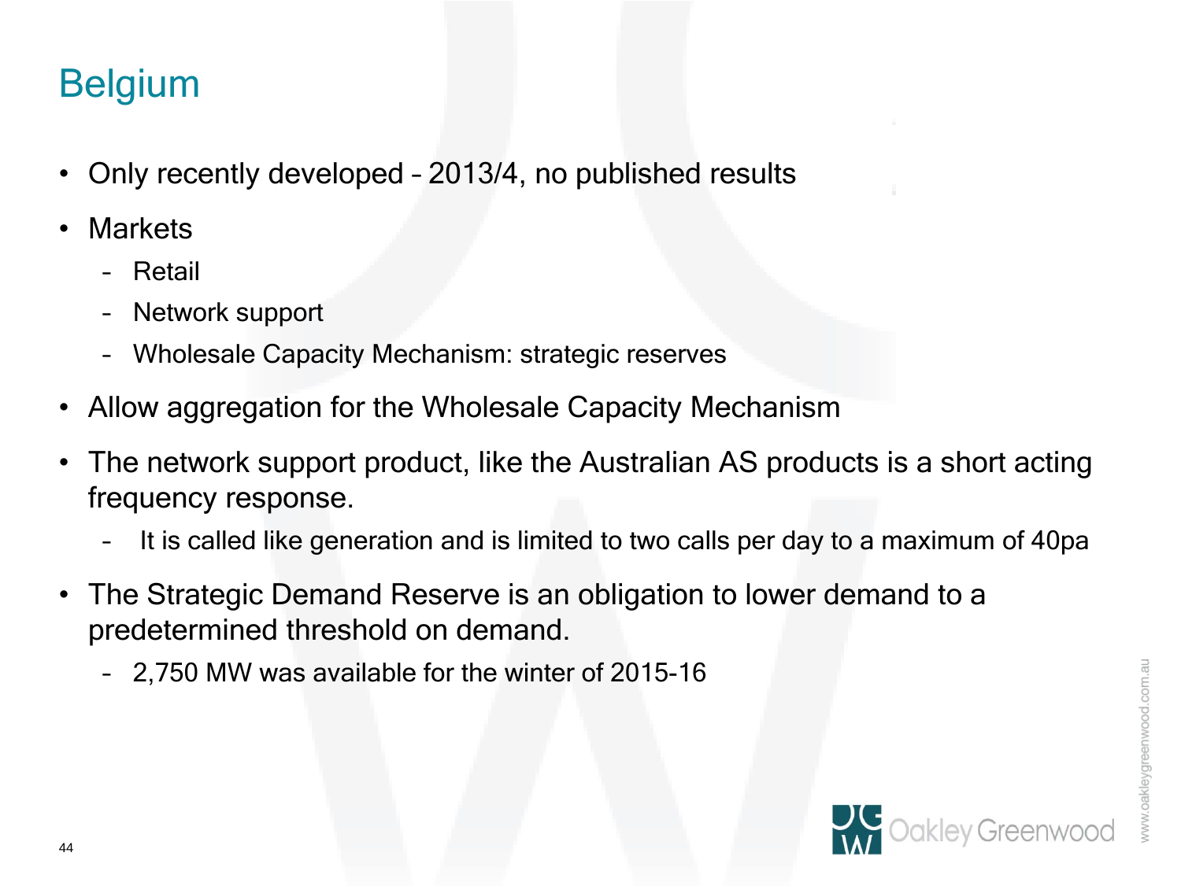# Belgium

- Only recently developed – 2013/4, no published results
- Markets
  - Retail
  - Network support
  - Wholesale Capacity Mechanism: strategic reserves
- Allow aggregation for the Wholesale Capacity Mechanism
- The network support product, like the Australian AS products is a short acting frequency response.
  - It is called like generation and is limited to two calls per day to a maximum of 40pa
- The Strategic Demand Reserve is an obligation to lower demand to a predetermined threshold on demand.
  - 2,750 MW was available for the winter of 2015-16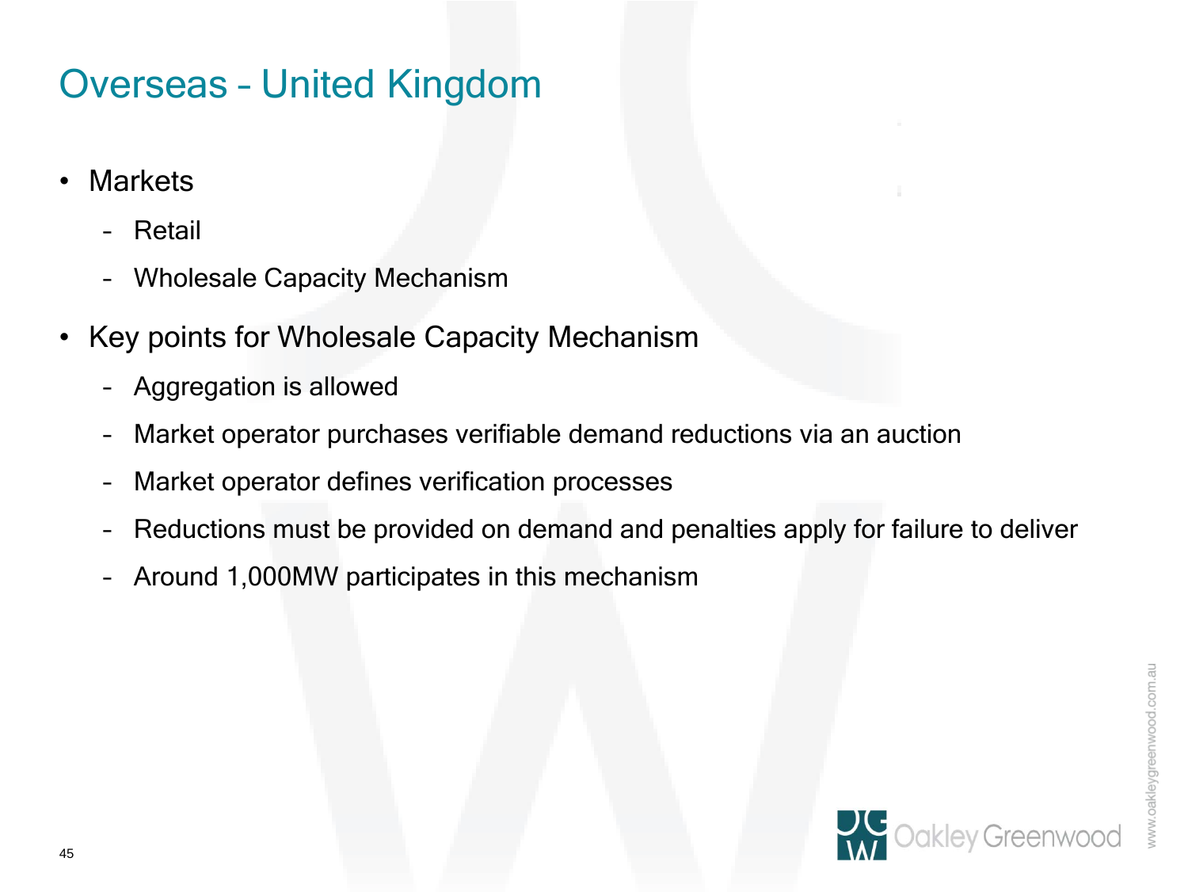# Overseas – United Kingdom

- Markets
  - Retail
  - Wholesale Capacity Mechanism
- Key points for Wholesale Capacity Mechanism
  - Aggregation is allowed
  - Market operator purchases verifiable demand reductions via an auction
  - Market operator defines verification processes
  - Reductions must be provided on demand and penalties apply for failure to deliver
  - Around 1,000MW participates in this mechanism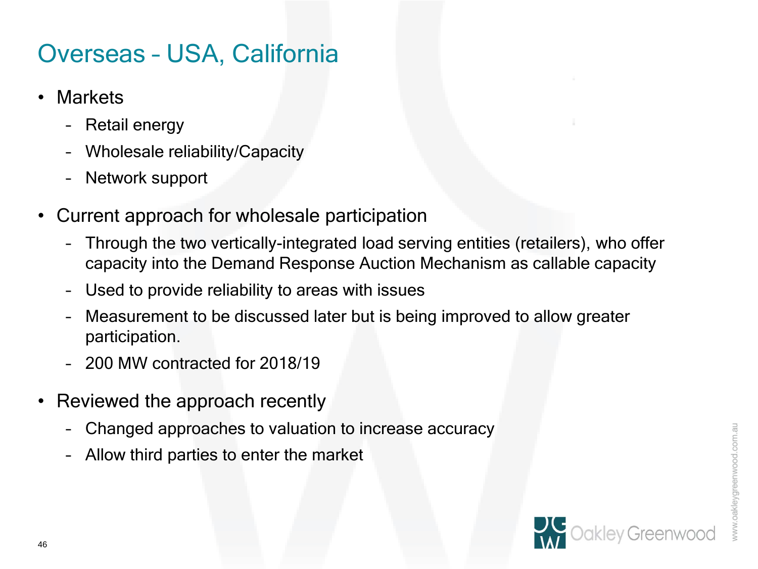# Overseas – USA, California

- Markets
  - Retail energy
  - Wholesale reliability/Capacity
  - Network support
- Current approach for wholesale participation
  - Through the two vertically-integrated load serving entities (retailers), who offer capacity into the Demand Response Auction Mechanism as callable capacity
  - Used to provide reliability to areas with issues
  - Measurement to be discussed later but is being improved to allow greater participation.
  - 200 MW contracted for 2018/19
- Reviewed the approach recently
  - Changed approaches to valuation to increase accuracy
  - Allow third parties to enter the market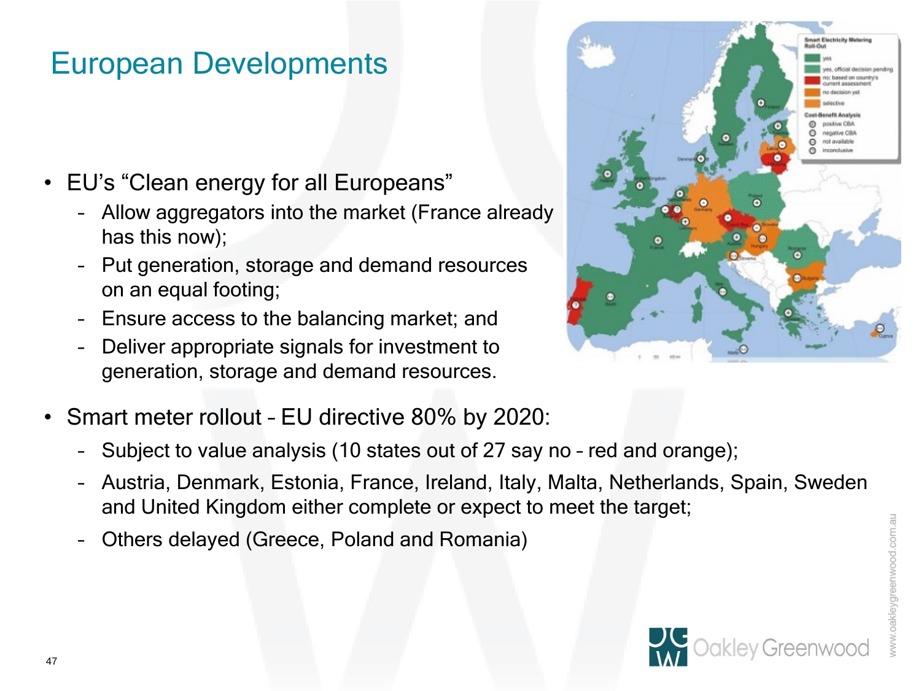# European Developments

- EU's "Clean energy for all Europeans"
  - Allow aggregators into the market (France already has this now);
  - Put generation, storage and demand resources on an equal footing;
  - Ensure access to the balancing market; and
  - Deliver appropriate signals for investment to generation, storage and demand resources.
- Smart meter rollout – EU directive 80% by 2020:
  - Subject to value analysis (10 states out of 27 say no – red and orange);
  - Austria, Denmark, Estonia, France, Ireland, Italy, Malta, Netherlands, Spain, Sweden and United Kingdom either complete or expect to meet the target;
  - Others delayed (Greece, Poland and Romania)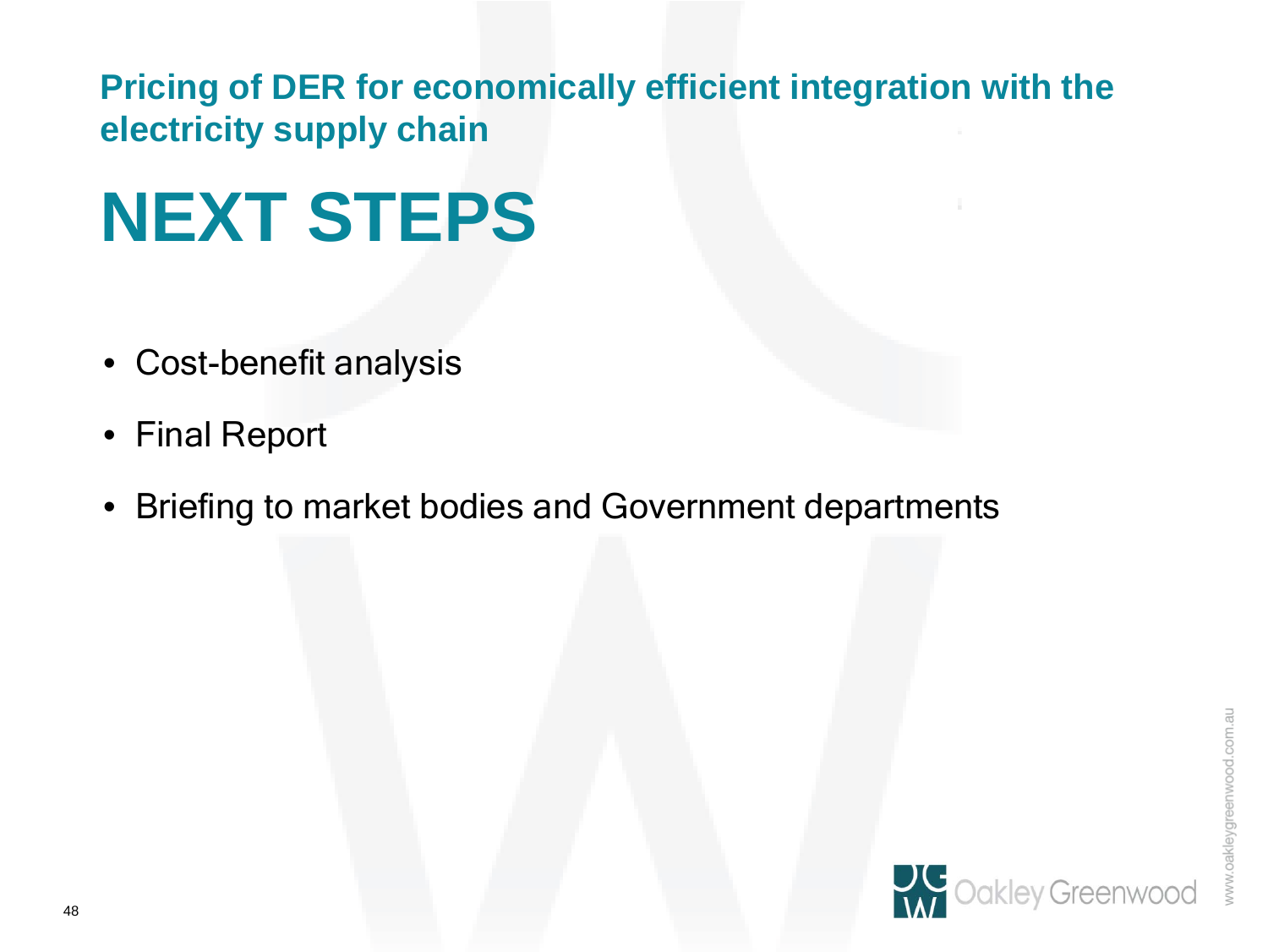Pricing of DER for economically efficient integration with the electricity supply chain

# NEXT STEPS

- Cost-benefit analysis
- Final Report
- Briefing to market bodies and Government departments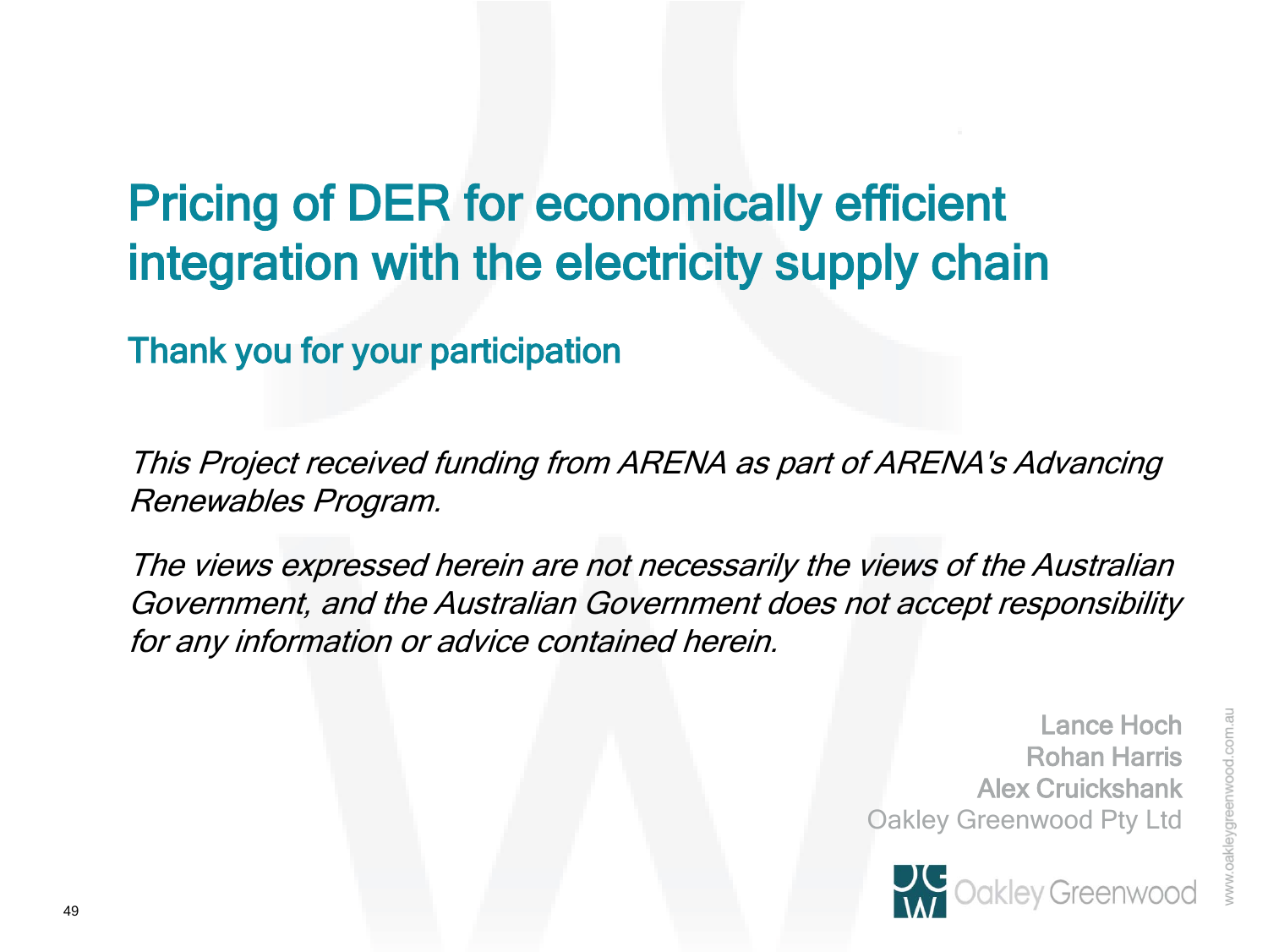# Pricing of DER for economically efficient integration with the electricity supply chain

## Thank you for your participation

*This Project received funding from ARENA as part of ARENA's Advancing Renewables Program.*

*The views expressed herein are not necessarily the views of the Australian Government, and the Australian Government does not accept responsibility for any information or advice contained herein.*

Lance Hoch
Rohan Harris
Alex Cruickshank
Oakley Greenwood Pty Ltd

Oakley Greenwood

www.oakleygreenwood.com.au